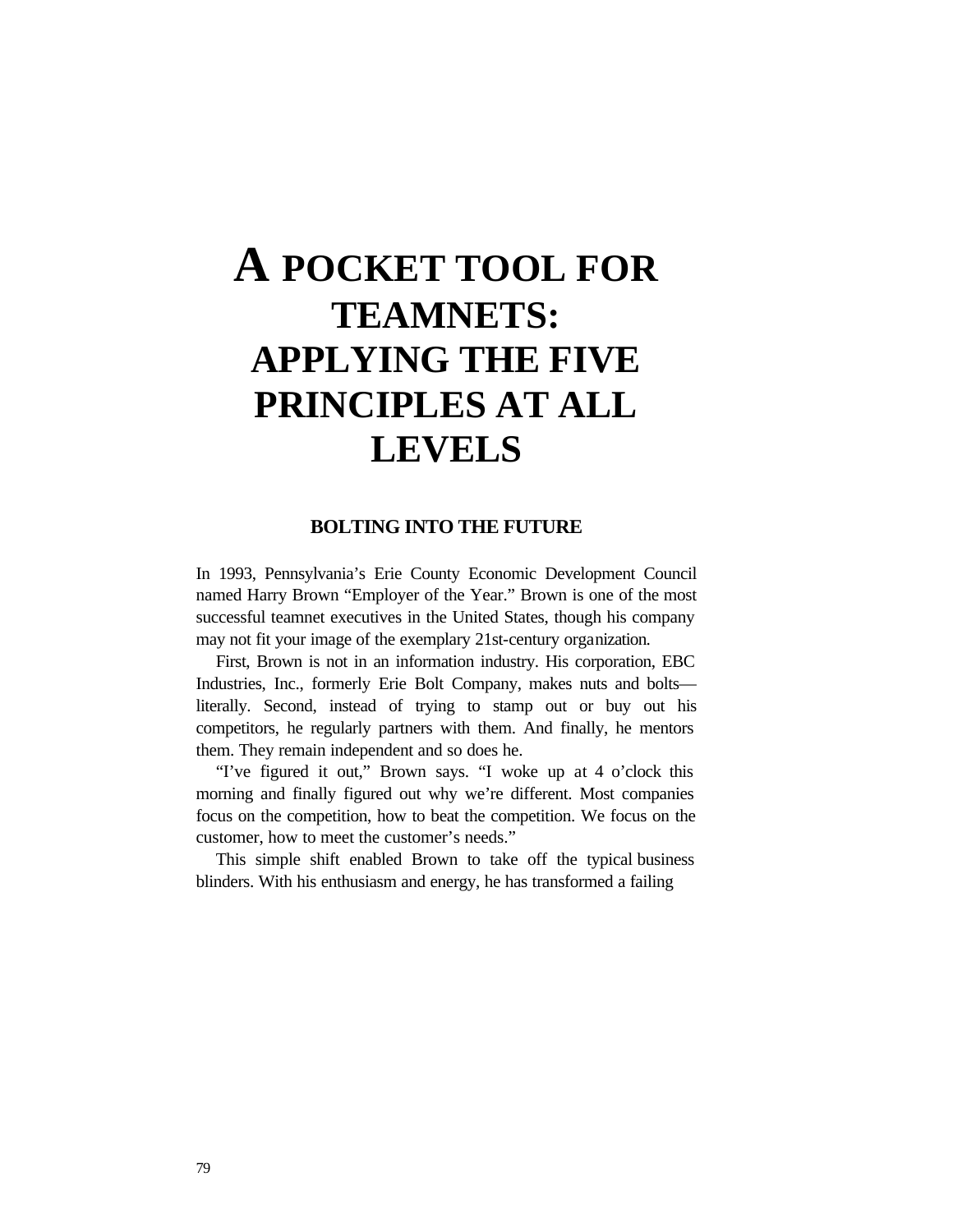# A POCKET TOOL FOR TEAMNETS: APPLYING THE FIVE PRINCIPLES AT ALL LEVELS

## BOLTING INTO THE FUTURE

In 1993, Pennsylvania's Erie County Economic Development Council named Harry Brown "Employer of the Year." Brown is one of the most successful teamnet executives in the United States, though his company may not fit your image of the exemplary 21st-century organization.

First, Brown is not in an information industry. His corporation, EBC Industries, Inc., formerly Erie Bolt Company, makes nuts and bolts—literally. Second, instead of trying to stamp out or buy out his competitors, he regularly partners with them. And finally, he mentors them. They remain independent and so does he.

"I've figured it out," Brown says. "I woke up at 4 o'clock this morning and finally figured out why we're different. Most companies focus on the competition, how to beat the competition. We focus on the customer, how to meet the customer's needs."

This simple shift enabled Brown to take off the typical business blinders. With his enthusiasm and energy, he has transformed a failing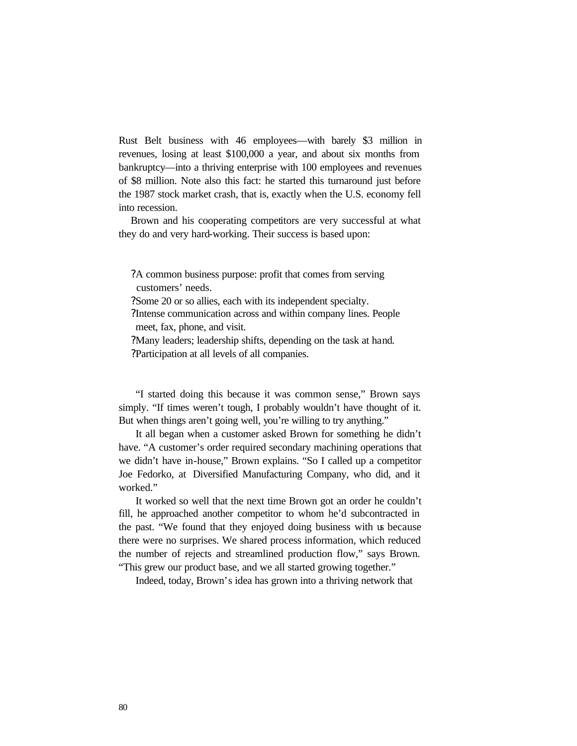Rust Belt business with 46 employees—with barely $3 million in revenues, losing at least $100,000 a year, and about six months from bankruptcy—into a thriving enterprise with 100 employees and revenues of $8 million. Note also this fact: he started this turnaround just before the 1987 stock market crash, that is, exactly when the U.S. economy fell into recession.

Brown and his cooperating competitors are very successful at what they do and very hard-working. Their success is based upon:

- A common business purpose: profit that comes from serving customers' needs.
- Some 20 or so allies, each with its independent specialty.
- Intense communication across and within company lines. People meet, fax, phone, and visit.
- Many leaders; leadership shifts, depending on the task at hand.
- Participation at all levels of all companies.

"I started doing this because it was common sense," Brown says simply. "If times weren't tough, I probably wouldn't have thought of it. But when things aren't going well, you're willing to try anything."

It all began when a customer asked Brown for something he didn't have. "A customer's order required secondary machining operations that we didn't have in-house," Brown explains. "So I called up a competitor Joe Fedorko, at Diversified Manufacturing Company, who did, and it worked."

It worked so well that the next time Brown got an order he couldn't fill, he approached another competitor to whom he'd subcontracted in the past. "We found that they enjoyed doing business with us because there were no surprises. We shared process information, which reduced the number of rejects and streamlined production flow," says Brown. "This grew our product base, and we all started growing together."

Indeed, today, Brown's idea has grown into a thriving network that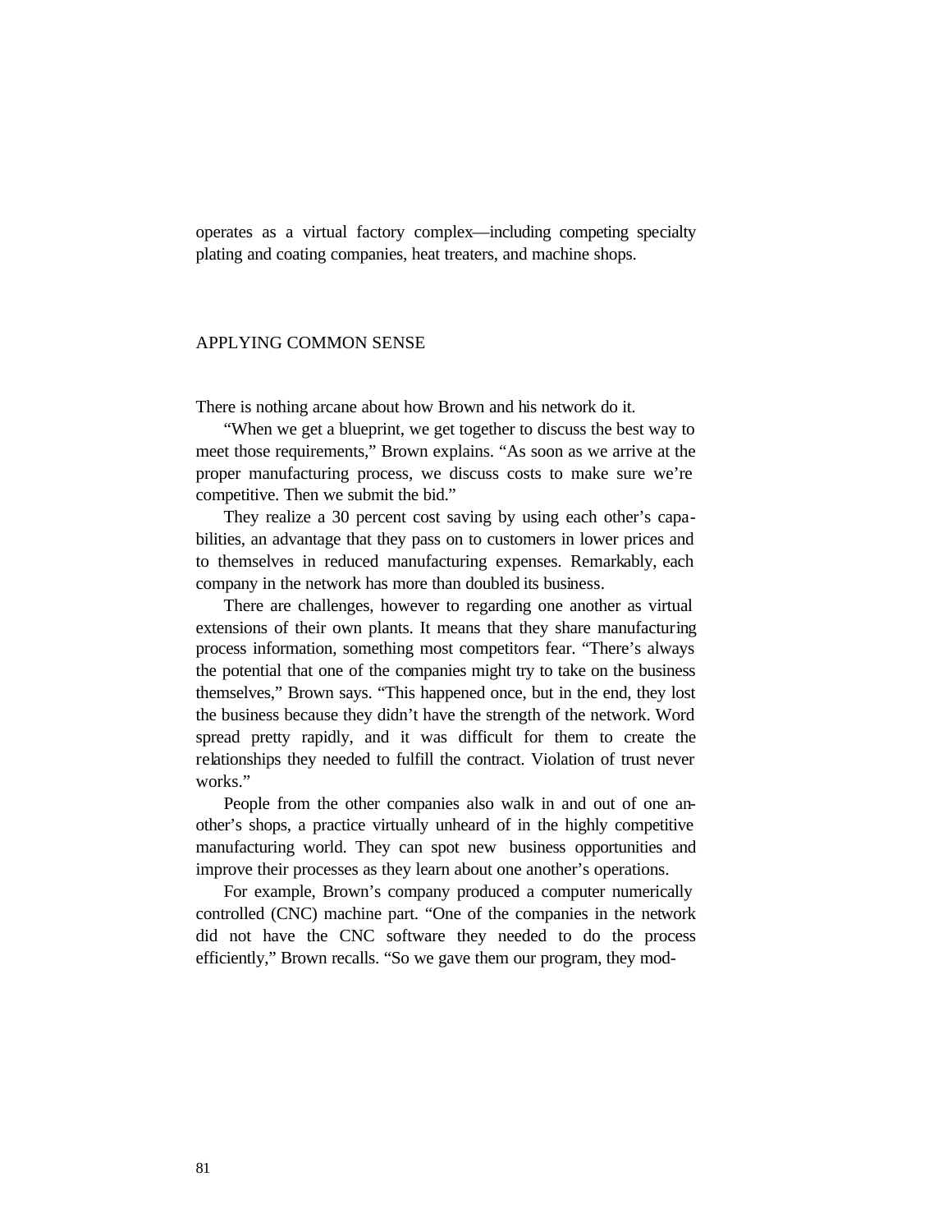operates as a virtual factory complex—including competing specialty plating and coating companies, heat treaters, and machine shops.

## APPLYING COMMON SENSE

There is nothing arcane about how Brown and his network do it.

"When we get a blueprint, we get together to discuss the best way to meet those requirements," Brown explains. "As soon as we arrive at the proper manufacturing process, we discuss costs to make sure we're competitive. Then we submit the bid."

They realize a 30 percent cost saving by using each other's capabilities, an advantage that they pass on to customers in lower prices and to themselves in reduced manufacturing expenses. Remarkably, each company in the network has more than doubled its business.

There are challenges, however to regarding one another as virtual extensions of their own plants. It means that they share manufacturing process information, something most competitors fear. "There's always the potential that one of the companies might try to take on the business themselves," Brown says. "This happened once, but in the end, they lost the business because they didn't have the strength of the network. Word spread pretty rapidly, and it was difficult for them to create the relationships they needed to fulfill the contract. Violation of trust never works."

People from the other companies also walk in and out of one another's shops, a practice virtually unheard of in the highly competitive manufacturing world. They can spot new business opportunities and improve their processes as they learn about one another's operations.

For example, Brown's company produced a computer numerically controlled (CNC) machine part. "One of the companies in the network did not have the CNC software they needed to do the process efficiently," Brown recalls. "So we gave them our program, they mod-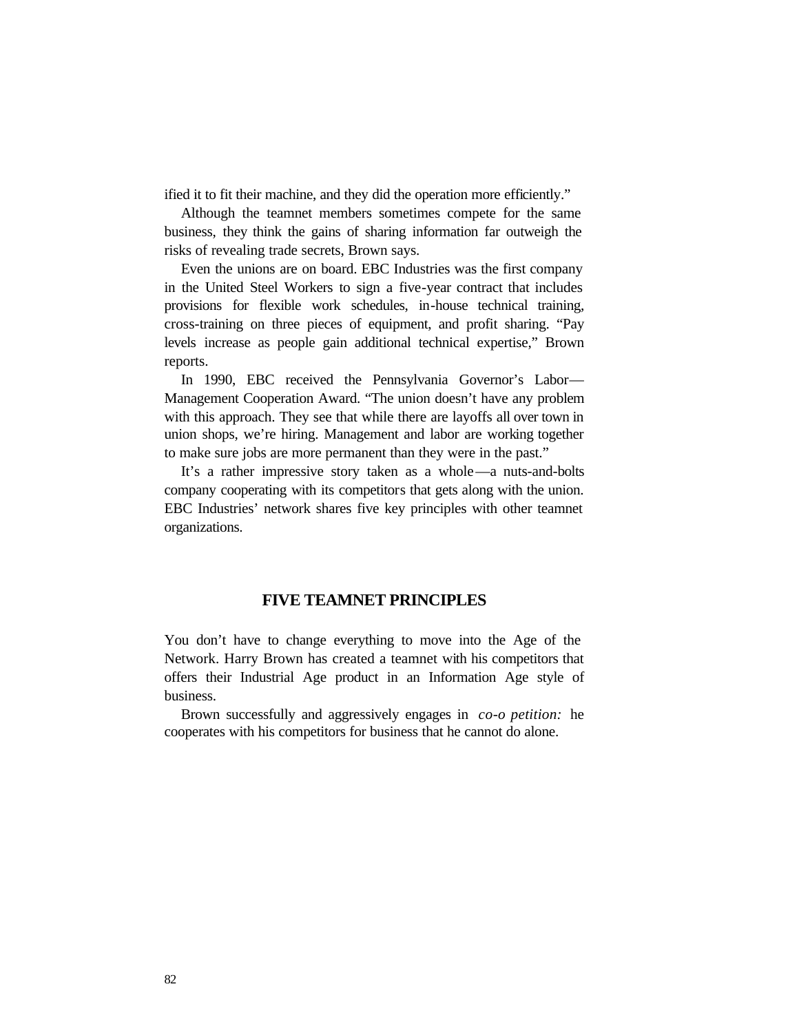ified it to fit their machine, and they did the operation more efficiently."

Although the teamnet members sometimes compete for the same business, they think the gains of sharing information far outweigh the risks of revealing trade secrets, Brown says.

Even the unions are on board. EBC Industries was the first company in the United Steel Workers to sign a five-year contract that includes provisions for flexible work schedules, in-house technical training, cross-training on three pieces of equipment, and profit sharing. "Pay levels increase as people gain additional technical expertise," Brown reports.

In 1990, EBC received the Pennsylvania Governor's Labor—Management Cooperation Award. "The union doesn't have any problem with this approach. They see that while there are layoffs all over town in union shops, we're hiring. Management and labor are working together to make sure jobs are more permanent than they were in the past."

It's a rather impressive story taken as a whole—a nuts-and-bolts company cooperating with its competitors that gets along with the union. EBC Industries' network shares five key principles with other teamnet organizations.

## FIVE TEAMNET PRINCIPLES

You don't have to change everything to move into the Age of the Network. Harry Brown has created a teamnet with his competitors that offers their Industrial Age product in an Information Age style of business.

Brown successfully and aggressively engages in *co-o petition:* he cooperates with his competitors for business that he cannot do alone.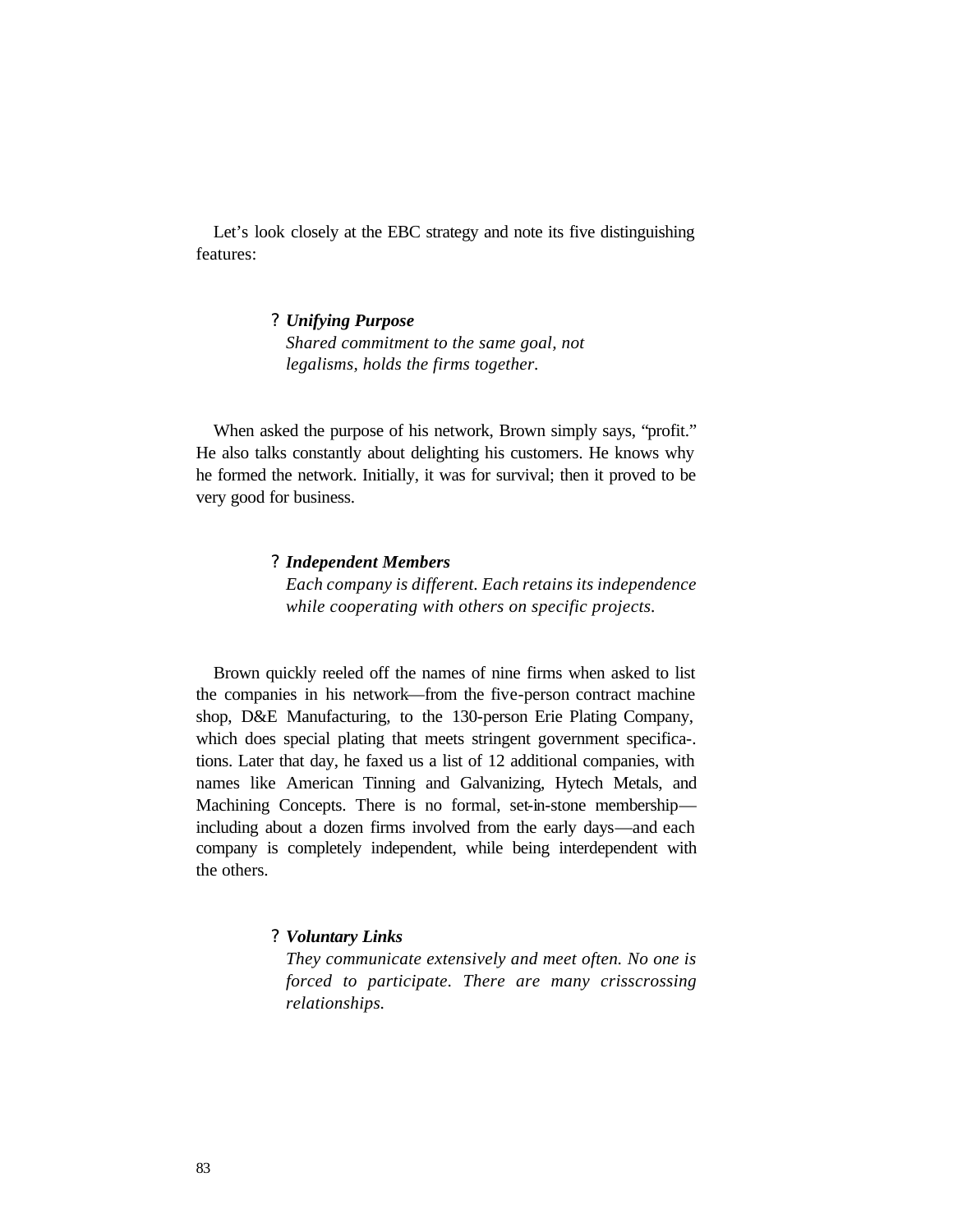Let's look closely at the EBC strategy and note its five distinguishing features:

- ***Unifying Purpose***
  *Shared commitment to the same goal, not legalisms, holds the firms together.*

When asked the purpose of his network, Brown simply says, "profit." He also talks constantly about delighting his customers. He knows why he formed the network. Initially, it was for survival; then it proved to be very good for business.

- ***Independent Members***
  *Each company is different. Each retains its independence while cooperating with others on specific projects.*

Brown quickly reeled off the names of nine firms when asked to list the companies in his network—from the five-person contract machine shop, D&E Manufacturing, to the 130-person Erie Plating Company, which does special plating that meets stringent government specifica-. tions. Later that day, he faxed us a list of 12 additional companies, with names like American Tinning and Galvanizing, Hytech Metals, and Machining Concepts. There is no formal, set-in-stone membership—including about a dozen firms involved from the early days—and each company is completely independent, while being interdependent with the others.

- ***Voluntary Links***
  *They communicate extensively and meet often. No one is forced to participate. There are many crisscrossing relationships.*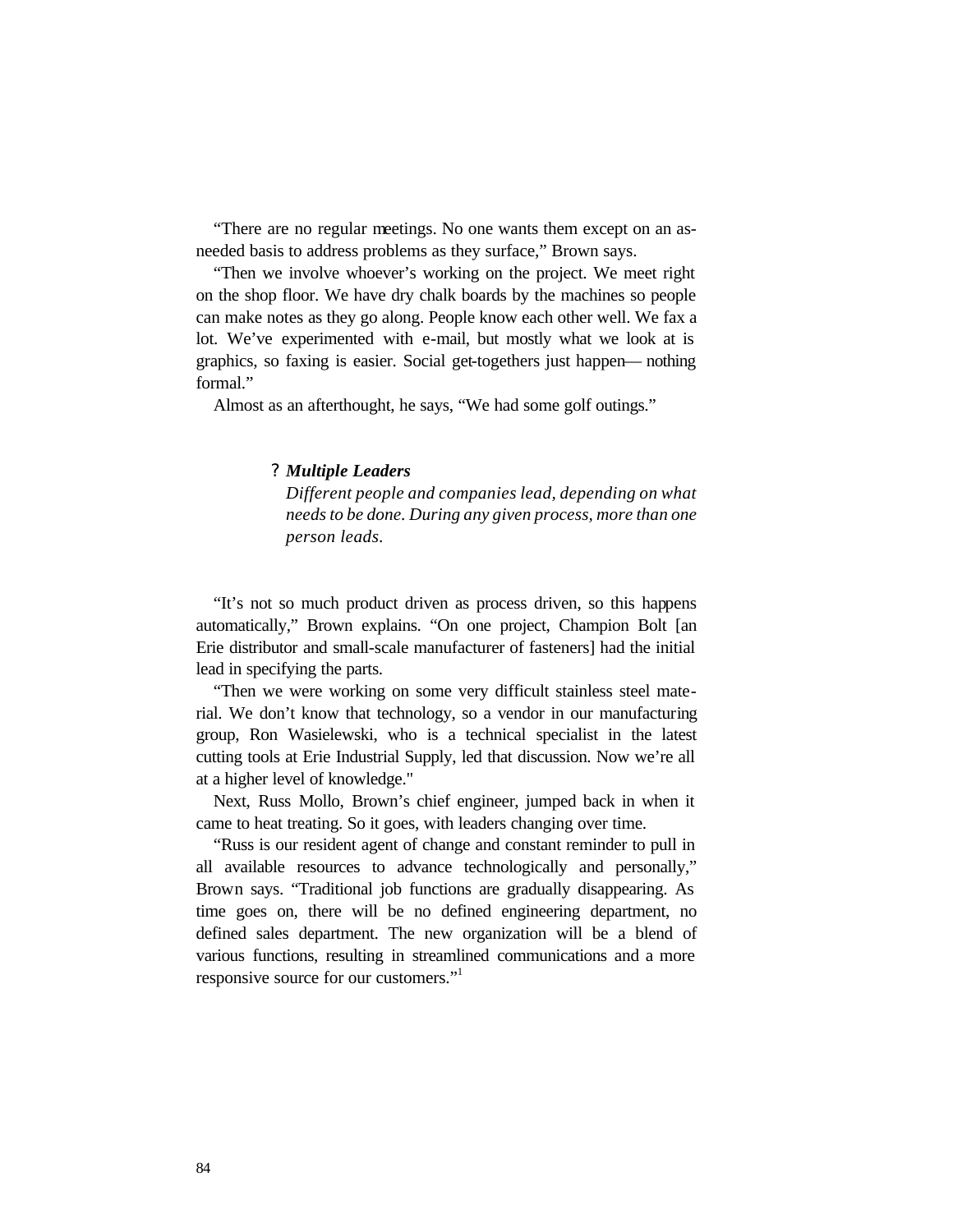"There are no regular meetings. No one wants them except on an as-needed basis to address problems as they surface," Brown says.

"Then we involve whoever's working on the project. We meet right on the shop floor. We have dry chalk boards by the machines so people can make notes as they go along. People know each other well. We fax a lot. We've experimented with e-mail, but mostly what we look at is graphics, so faxing is easier. Social get-togethers just happen— nothing formal."

Almost as an afterthought, he says, "We had some golf outings."

? ***Multiple Leaders***
*Different people and companies lead, depending on what needs to be done. During any given process, more than one person leads.*

"It's not so much product driven as process driven, so this happens automatically," Brown explains. "On one project, Champion Bolt [an Erie distributor and small-scale manufacturer of fasteners] had the initial lead in specifying the parts.

"Then we were working on some very difficult stainless steel material. We don't know that technology, so a vendor in our manufacturing group, Ron Wasielewski, who is a technical specialist in the latest cutting tools at Erie Industrial Supply, led that discussion. Now we're all at a higher level of knowledge."

Next, Russ Mollo, Brown's chief engineer, jumped back in when it came to heat treating. So it goes, with leaders changing over time.

"Russ is our resident agent of change and constant reminder to pull in all available resources to advance technologically and personally," Brown says. "Traditional job functions are gradually disappearing. As time goes on, there will be no defined engineering department, no defined sales department. The new organization will be a blend of various functions, resulting in streamlined communications and a more responsive source for our customers."[1]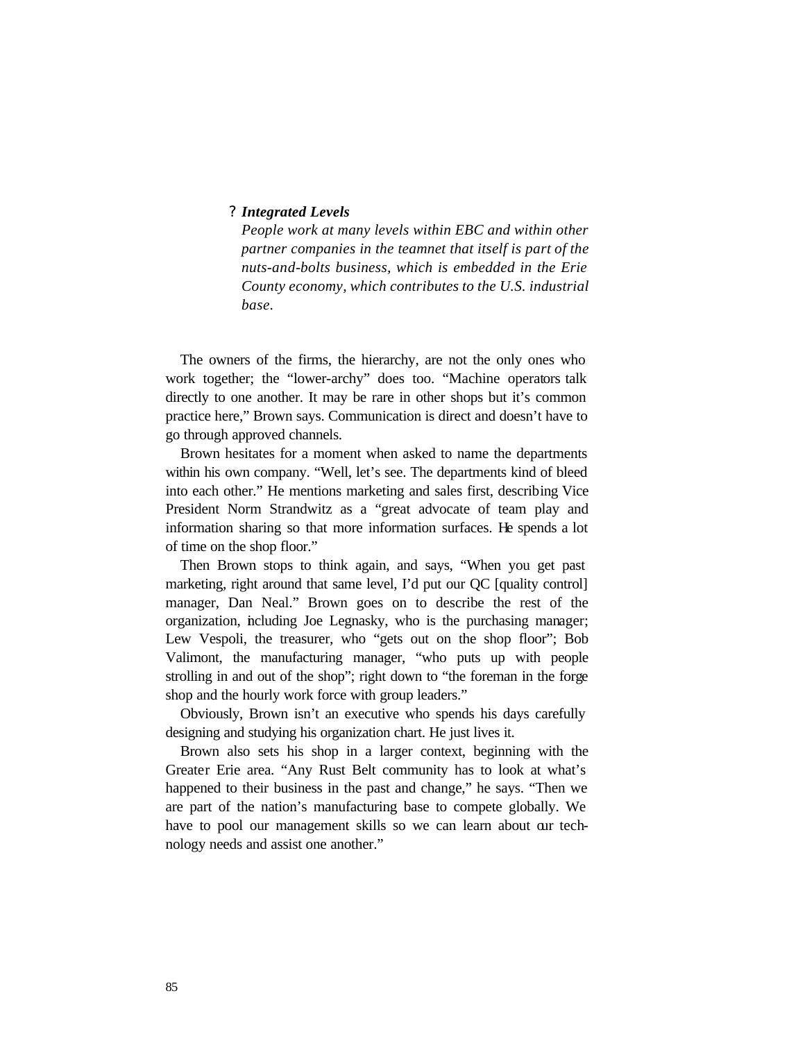? ***Integrated Levels***
*People work at many levels within EBC and within other partner companies in the teamnet that itself is part of the nuts-and-bolts business, which is embedded in the Erie County economy, which contributes to the U.S. industrial base.*

The owners of the firms, the hierarchy, are not the only ones who work together; the "lower-archy" does too. "Machine operators talk directly to one another. It may be rare in other shops but it's common practice here," Brown says. Communication is direct and doesn't have to go through approved channels.

Brown hesitates for a moment when asked to name the departments within his own company. "Well, let's see. The departments kind of bleed into each other." He mentions marketing and sales first, describing Vice President Norm Strandwitz as a "great advocate of team play and information sharing so that more information surfaces. He spends a lot of time on the shop floor."

Then Brown stops to think again, and says, "When you get past marketing, right around that same level, I'd put our QC [quality control] manager, Dan Neal." Brown goes on to describe the rest of the organization, including Joe Legnasky, who is the purchasing manager; Lew Vespoli, the treasurer, who "gets out on the shop floor"; Bob Valimont, the manufacturing manager, "who puts up with people strolling in and out of the shop"; right down to "the foreman in the forge shop and the hourly work force with group leaders."

Obviously, Brown isn't an executive who spends his days carefully designing and studying his organization chart. He just lives it.

Brown also sets his shop in a larger context, beginning with the Greater Erie area. "Any Rust Belt community has to look at what's happened to their business in the past and change," he says. "Then we are part of the nation's manufacturing base to compete globally. We have to pool our management skills so we can learn about our technology needs and assist one another."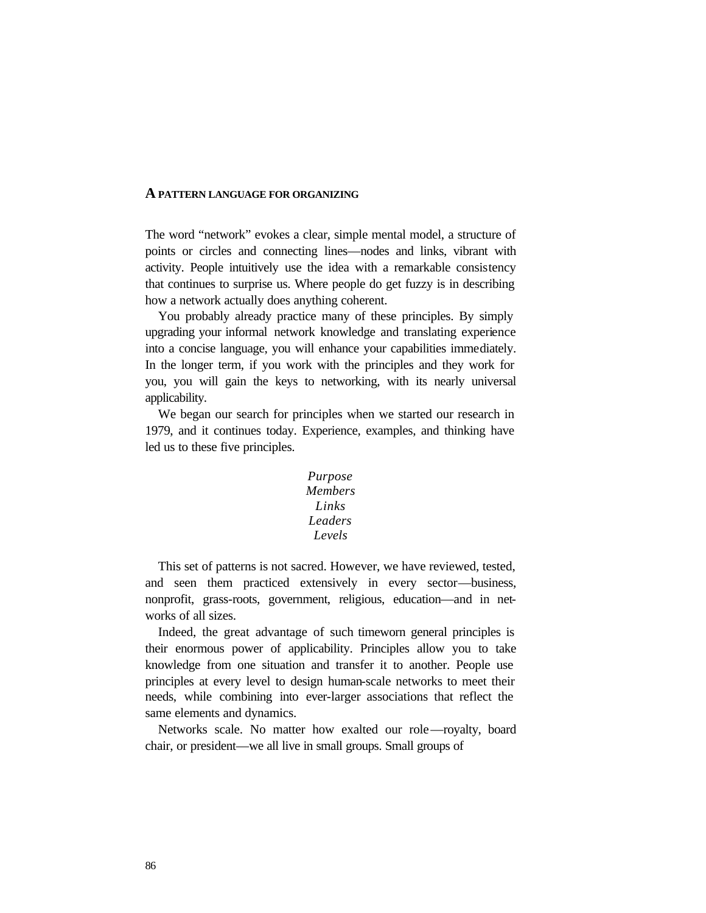## A PATTERN LANGUAGE FOR ORGANIZING

The word "network" evokes a clear, simple mental model, a structure of points or circles and connecting lines—nodes and links, vibrant with activity. People intuitively use the idea with a remarkable consistency that continues to surprise us. Where people do get fuzzy is in describing how a network actually does anything coherent.

You probably already practice many of these principles. By simply upgrading your informal network knowledge and translating experience into a concise language, you will enhance your capabilities immediately. In the longer term, if you work with the principles and they work for you, you will gain the keys to networking, with its nearly universal applicability.

We began our search for principles when we started our research in 1979, and it continues today. Experience, examples, and thinking have led us to these five principles.

*Purpose*
*Members*
*Links*
*Leaders*
*Levels*

This set of patterns is not sacred. However, we have reviewed, tested, and seen them practiced extensively in every sector—business, nonprofit, grass-roots, government, religious, education—and in networks of all sizes.

Indeed, the great advantage of such timeworn general principles is their enormous power of applicability. Principles allow you to take knowledge from one situation and transfer it to another. People use principles at every level to design human-scale networks to meet their needs, while combining into ever-larger associations that reflect the same elements and dynamics.

Networks scale. No matter how exalted our role—royalty, board chair, or president—we all live in small groups. Small groups of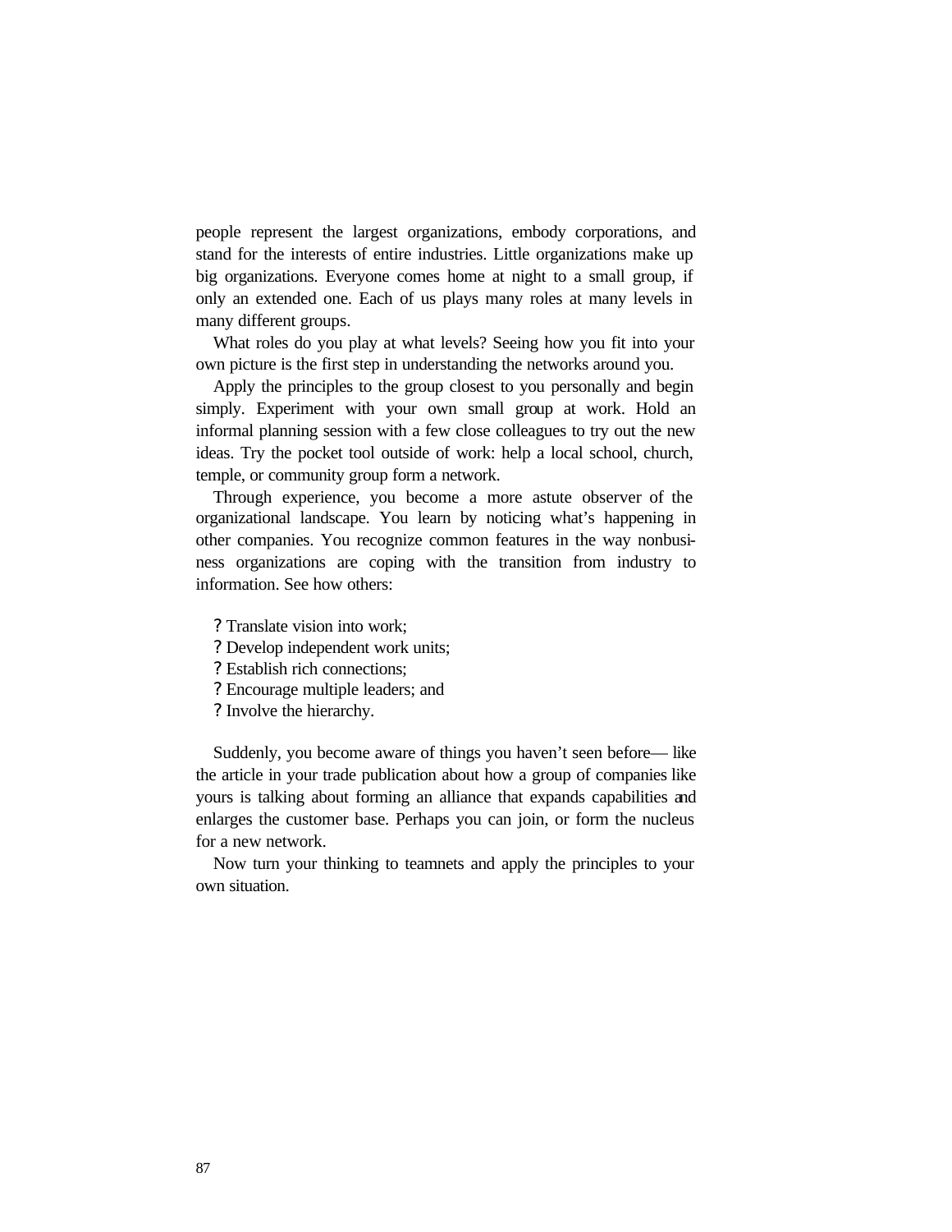people represent the largest organizations, embody corporations, and stand for the interests of entire industries. Little organizations make up big organizations. Everyone comes home at night to a small group, if only an extended one. Each of us plays many roles at many levels in many different groups.

What roles do you play at what levels? Seeing how you fit into your own picture is the first step in understanding the networks around you.

Apply the principles to the group closest to you personally and begin simply. Experiment with your own small group at work. Hold an informal planning session with a few close colleagues to try out the new ideas. Try the pocket tool outside of work: help a local school, church, temple, or community group form a network.

Through experience, you become a more astute observer of the organizational landscape. You learn by noticing what's happening in other companies. You recognize common features in the way nonbusiness organizations are coping with the transition from industry to information. See how others:

- Translate vision into work;
- Develop independent work units;
- Establish rich connections;
- Encourage multiple leaders; and
- Involve the hierarchy.

Suddenly, you become aware of things you haven't seen before— like the article in your trade publication about how a group of companies like yours is talking about forming an alliance that expands capabilities and enlarges the customer base. Perhaps you can join, or form the nucleus for a new network.

Now turn your thinking to teamnets and apply the principles to your own situation.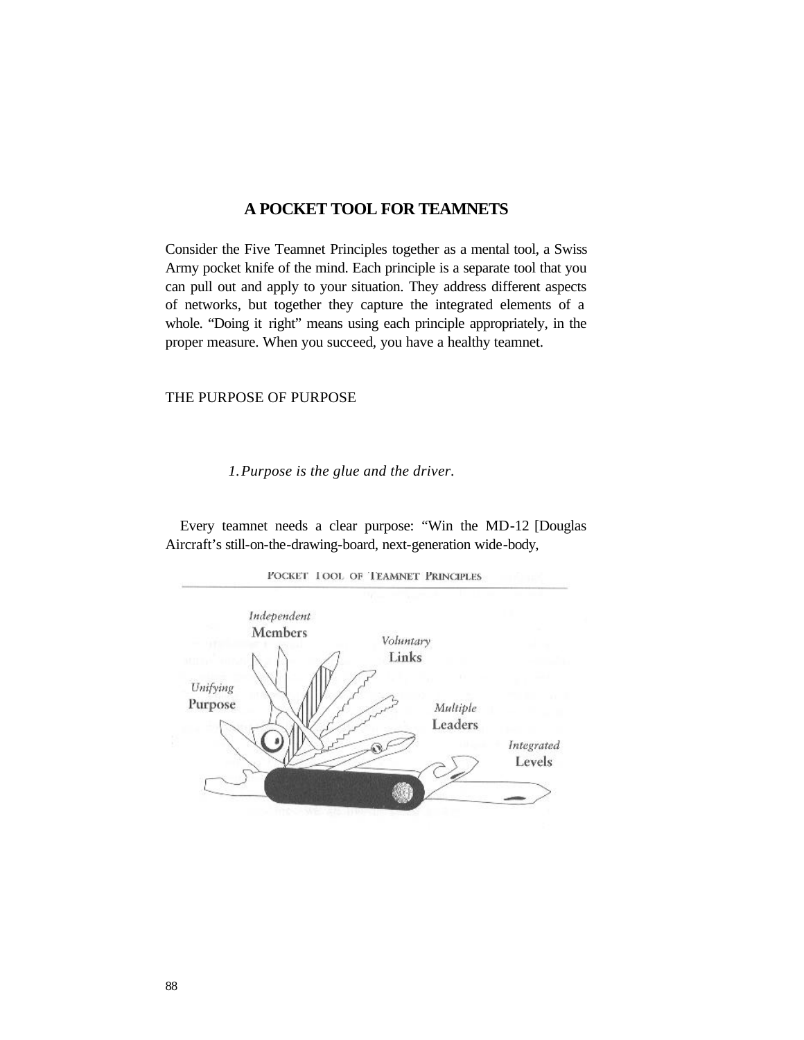## A POCKET TOOL FOR TEAMNETS

Consider the Five Teamnet Principles together as a mental tool, a Swiss Army pocket knife of the mind. Each principle is a separate tool that you can pull out and apply to your situation. They address different aspects of networks, but together they capture the integrated elements of a whole. "Doing it right" means using each principle appropriately, in the proper measure. When you succeed, you have a healthy teamnet.

### THE PURPOSE OF PURPOSE

*1. Purpose is the glue and the driver.*

Every teamnet needs a clear purpose: "Win the MD-12 [Douglas Aircraft's still-on-the-drawing-board, next-generation wide-body,

POCKET TOOL OF TEAMNET PRINCIPLES

*Independent* Members

*Voluntary* Links

*Unifying* Purpose

*Multiple* Leaders

*Integrated* Levels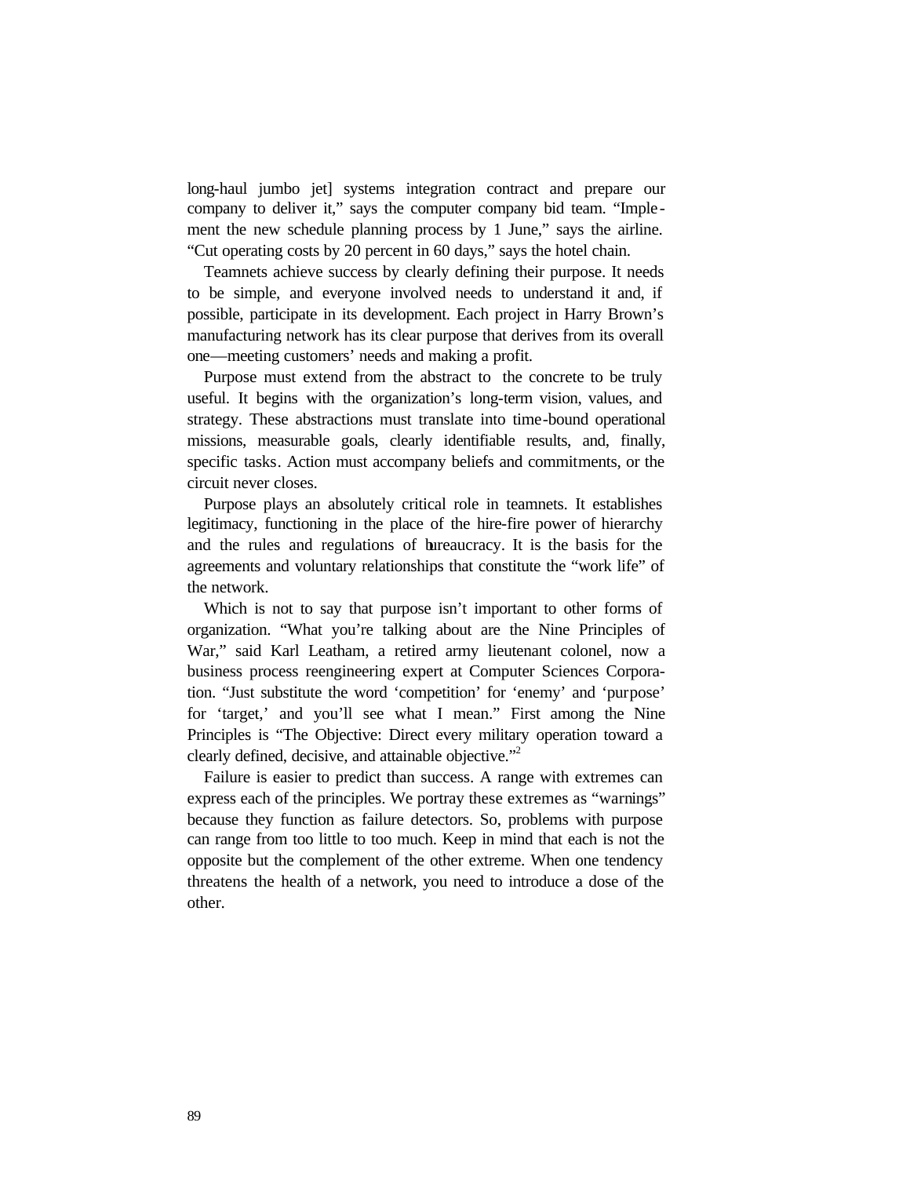long-haul jumbo jet] systems integration contract and prepare our company to deliver it," says the computer company bid team. "Implement the new schedule planning process by 1 June," says the airline. "Cut operating costs by 20 percent in 60 days," says the hotel chain.

Teamnets achieve success by clearly defining their purpose. It needs to be simple, and everyone involved needs to understand it and, if possible, participate in its development. Each project in Harry Brown's manufacturing network has its clear purpose that derives from its overall one—meeting customers' needs and making a profit.

Purpose must extend from the abstract to the concrete to be truly useful. It begins with the organization's long-term vision, values, and strategy. These abstractions must translate into time-bound operational missions, measurable goals, clearly identifiable results, and, finally, specific tasks. Action must accompany beliefs and commitments, or the circuit never closes.

Purpose plays an absolutely critical role in teamnets. It establishes legitimacy, functioning in the place of the hire-fire power of hierarchy and the rules and regulations of bureaucracy. It is the basis for the agreements and voluntary relationships that constitute the "work life" of the network.

Which is not to say that purpose isn't important to other forms of organization. "What you're talking about are the Nine Principles of War," said Karl Leatham, a retired army lieutenant colonel, now a business process reengineering expert at Computer Sciences Corporation. "Just substitute the word 'competition' for 'enemy' and 'purpose' for 'target,' and you'll see what I mean." First among the Nine Principles is "The Objective: Direct every military operation toward a clearly defined, decisive, and attainable objective."[2]

Failure is easier to predict than success. A range with extremes can express each of the principles. We portray these extremes as "warnings" because they function as failure detectors. So, problems with purpose can range from too little to too much. Keep in mind that each is not the opposite but the complement of the other extreme. When one tendency threatens the health of a network, you need to introduce a dose of the other.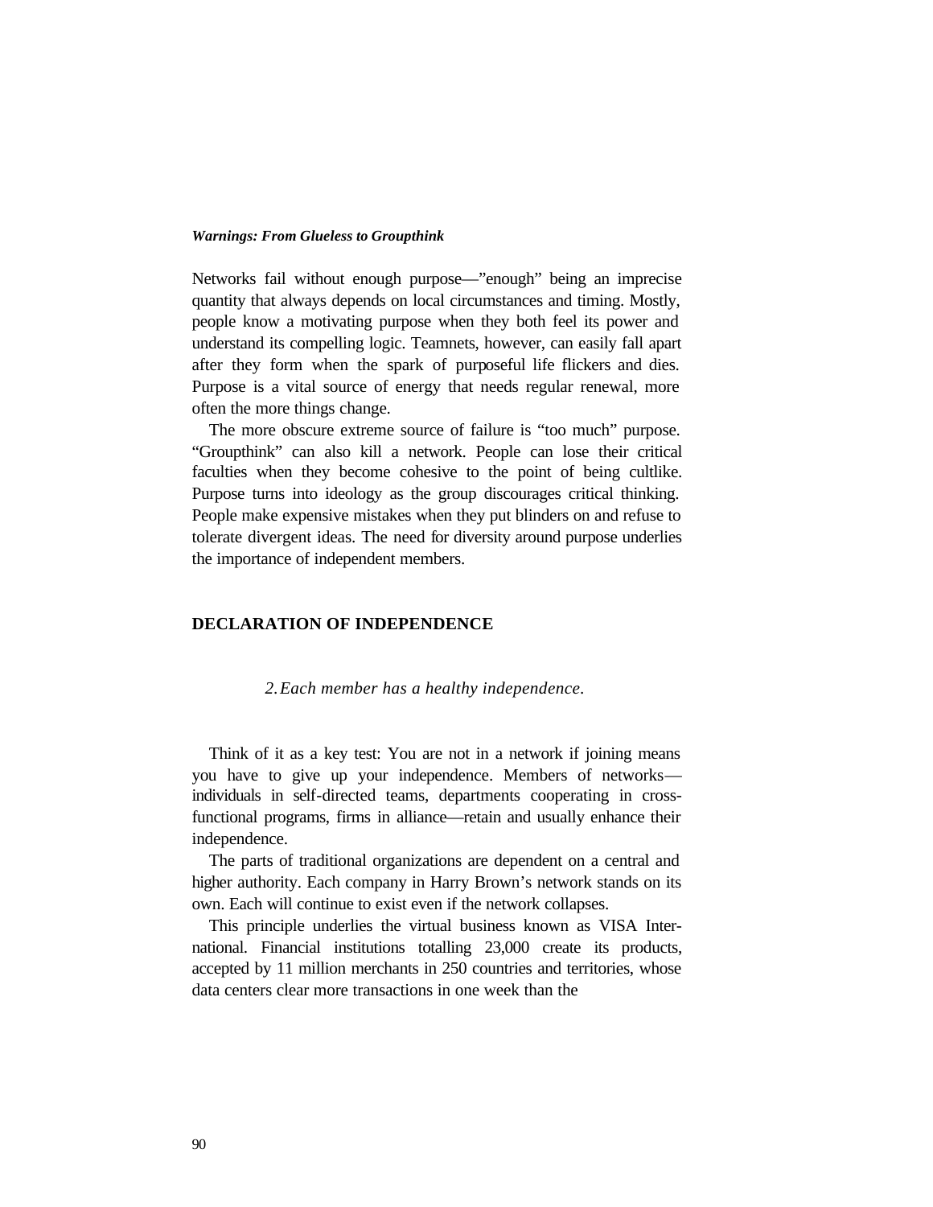***Warnings: From Glueless to Groupthink***

Networks fail without enough purpose—"enough" being an imprecise quantity that always depends on local circumstances and timing. Mostly, people know a motivating purpose when they both feel its power and understand its compelling logic. Teamnets, however, can easily fall apart after they form when the spark of purposeful life flickers and dies. Purpose is a vital source of energy that needs regular renewal, more often the more things change.

The more obscure extreme source of failure is "too much" purpose. "Groupthink" can also kill a network. People can lose their critical faculties when they become cohesive to the point of being cultlike. Purpose turns into ideology as the group discourages critical thinking. People make expensive mistakes when they put blinders on and refuse to tolerate divergent ideas. The need for diversity around purpose underlies the importance of independent members.

## DECLARATION OF INDEPENDENCE

*2. Each member has a healthy independence.*

Think of it as a key test: You are not in a network if joining means you have to give up your independence. Members of networks—individuals in self-directed teams, departments cooperating in cross-functional programs, firms in alliance—retain and usually enhance their independence.

The parts of traditional organizations are dependent on a central and higher authority. Each company in Harry Brown's network stands on its own. Each will continue to exist even if the network collapses.

This principle underlies the virtual business known as VISA International. Financial institutions totalling 23,000 create its products, accepted by 11 million merchants in 250 countries and territories, whose data centers clear more transactions in one week than the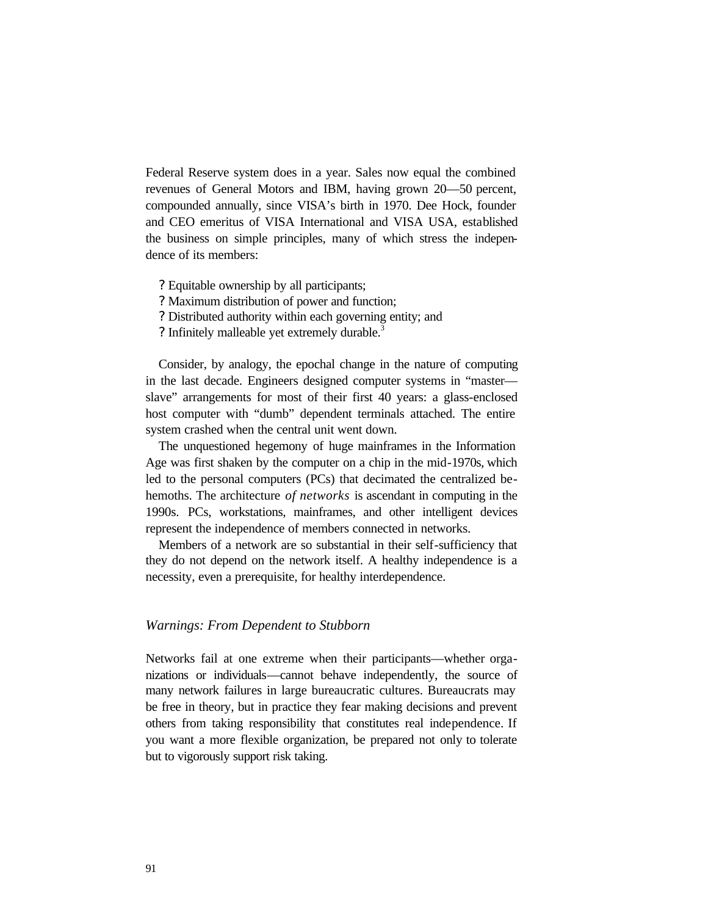Federal Reserve system does in a year. Sales now equal the combined revenues of General Motors and IBM, having grown 20—50 percent, compounded annually, since VISA's birth in 1970. Dee Hock, founder and CEO emeritus of VISA International and VISA USA, established the business on simple principles, many of which stress the independence of its members:

- Equitable ownership by all participants;
- Maximum distribution of power and function;
- Distributed authority within each governing entity; and
- Infinitely malleable yet extremely durable.[3]

Consider, by analogy, the epochal change in the nature of computing in the last decade. Engineers designed computer systems in "master—slave" arrangements for most of their first 40 years: a glass-enclosed host computer with "dumb" dependent terminals attached. The entire system crashed when the central unit went down.

The unquestioned hegemony of huge mainframes in the Information Age was first shaken by the computer on a chip in the mid-1970s, which led to the personal computers (PCs) that decimated the centralized behemoths. The architecture *of networks* is ascendant in computing in the 1990s. PCs, workstations, mainframes, and other intelligent devices represent the independence of members connected in networks.

Members of a network are so substantial in their self-sufficiency that they do not depend on the network itself. A healthy independence is a necessity, even a prerequisite, for healthy interdependence.

### *Warnings: From Dependent to Stubborn*

Networks fail at one extreme when their participants—whether organizations or individuals—cannot behave independently, the source of many network failures in large bureaucratic cultures. Bureaucrats may be free in theory, but in practice they fear making decisions and prevent others from taking responsibility that constitutes real independence. If you want a more flexible organization, be prepared not only to tolerate but to vigorously support risk taking.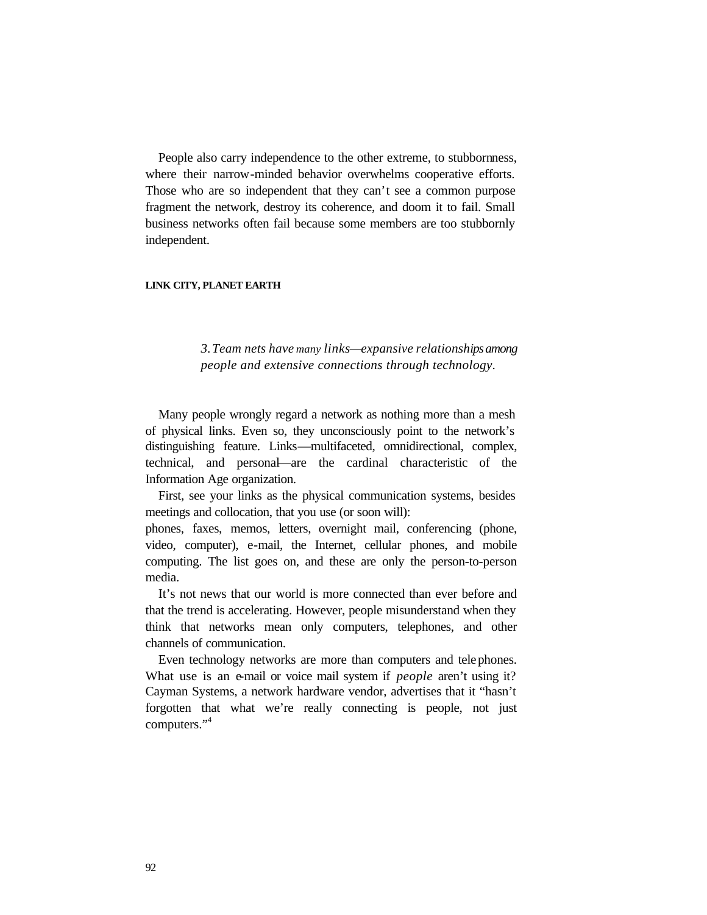People also carry independence to the other extreme, to stubbornness, where their narrow-minded behavior overwhelms cooperative efforts. Those who are so independent that they can't see a common purpose fragment the network, destroy its coherence, and doom it to fail. Small business networks often fail because some members are too stubbornly independent.

## LINK CITY, PLANET EARTH

> *3. Team nets have many links—expansive relationships among people and extensive connections through technology.*

Many people wrongly regard a network as nothing more than a mesh of physical links. Even so, they unconsciously point to the network's distinguishing feature. Links—multifaceted, omnidirectional, complex, technical, and personal—are the cardinal characteristic of the Information Age organization.

First, see your links as the physical communication systems, besides meetings and collocation, that you use (or soon will):
phones, faxes, memos, letters, overnight mail, conferencing (phone, video, computer), e-mail, the Internet, cellular phones, and mobile computing. The list goes on, and these are only the person-to-person media.

It's not news that our world is more connected than ever before and that the trend is accelerating. However, people misunderstand when they think that networks mean only computers, telephones, and other channels of communication.

Even technology networks are more than computers and telephones. What use is an e-mail or voice mail system if *people* aren't using it? Cayman Systems, a network hardware vendor, advertises that it "hasn't forgotten that what we're really connecting is people, not just computers."[4]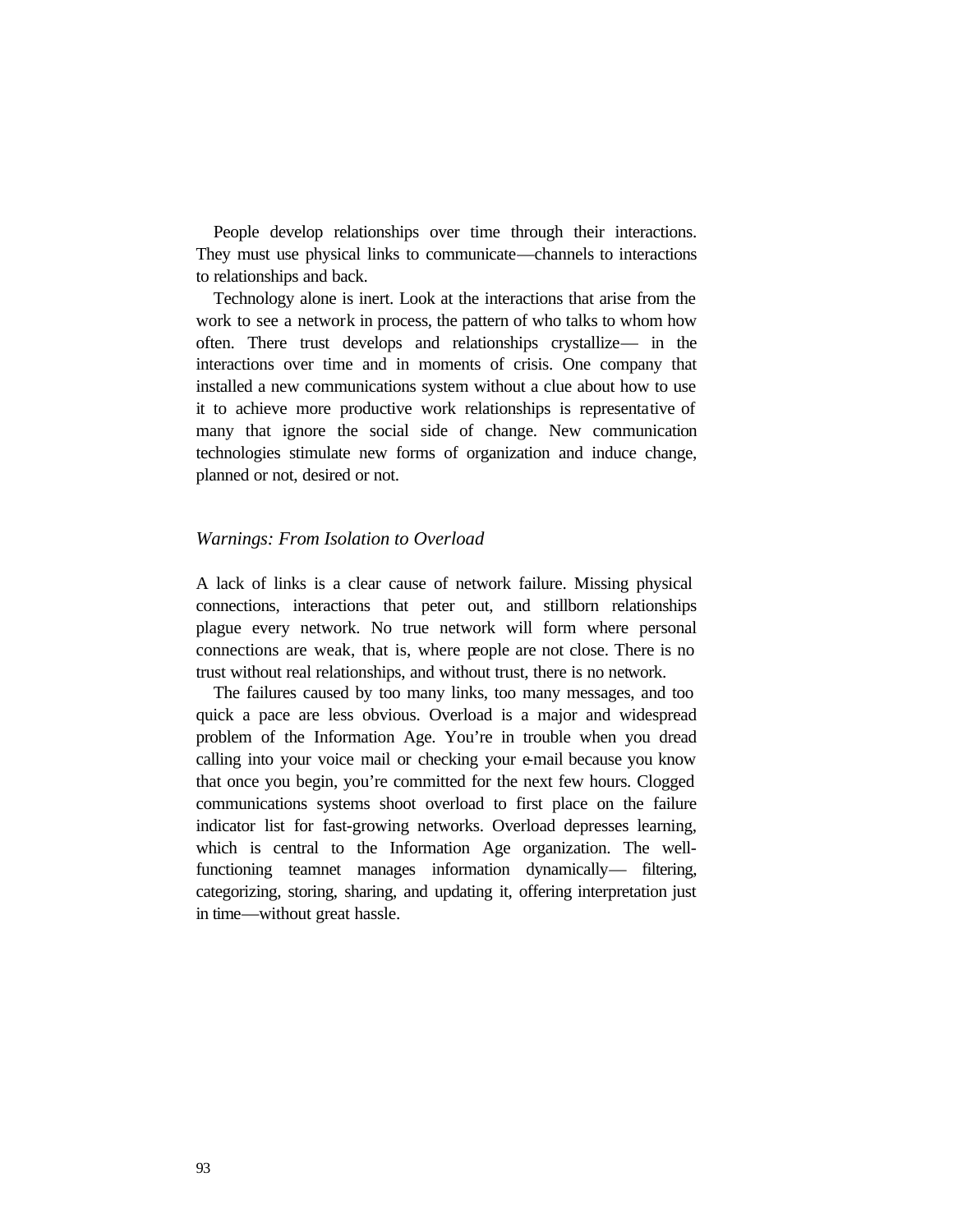People develop relationships over time through their interactions. They must use physical links to communicate—channels to interactions to relationships and back.

Technology alone is inert. Look at the interactions that arise from the work to see a network in process, the pattern of who talks to whom how often. There trust develops and relationships crystallize— in the interactions over time and in moments of crisis. One company that installed a new communications system without a clue about how to use it to achieve more productive work relationships is representative of many that ignore the social side of change. New communication technologies stimulate new forms of organization and induce change, planned or not, desired or not.

### *Warnings: From Isolation to Overload*

A lack of links is a clear cause of network failure. Missing physical connections, interactions that peter out, and stillborn relationships plague every network. No true network will form where personal connections are weak, that is, where people are not close. There is no trust without real relationships, and without trust, there is no network.

The failures caused by too many links, too many messages, and too quick a pace are less obvious. Overload is a major and widespread problem of the Information Age. You're in trouble when you dread calling into your voice mail or checking your e-mail because you know that once you begin, you're committed for the next few hours. Clogged communications systems shoot overload to first place on the failure indicator list for fast-growing networks. Overload depresses learning, which is central to the Information Age organization. The well-functioning teamnet manages information dynamically— filtering, categorizing, storing, sharing, and updating it, offering interpretation just in time—without great hassle.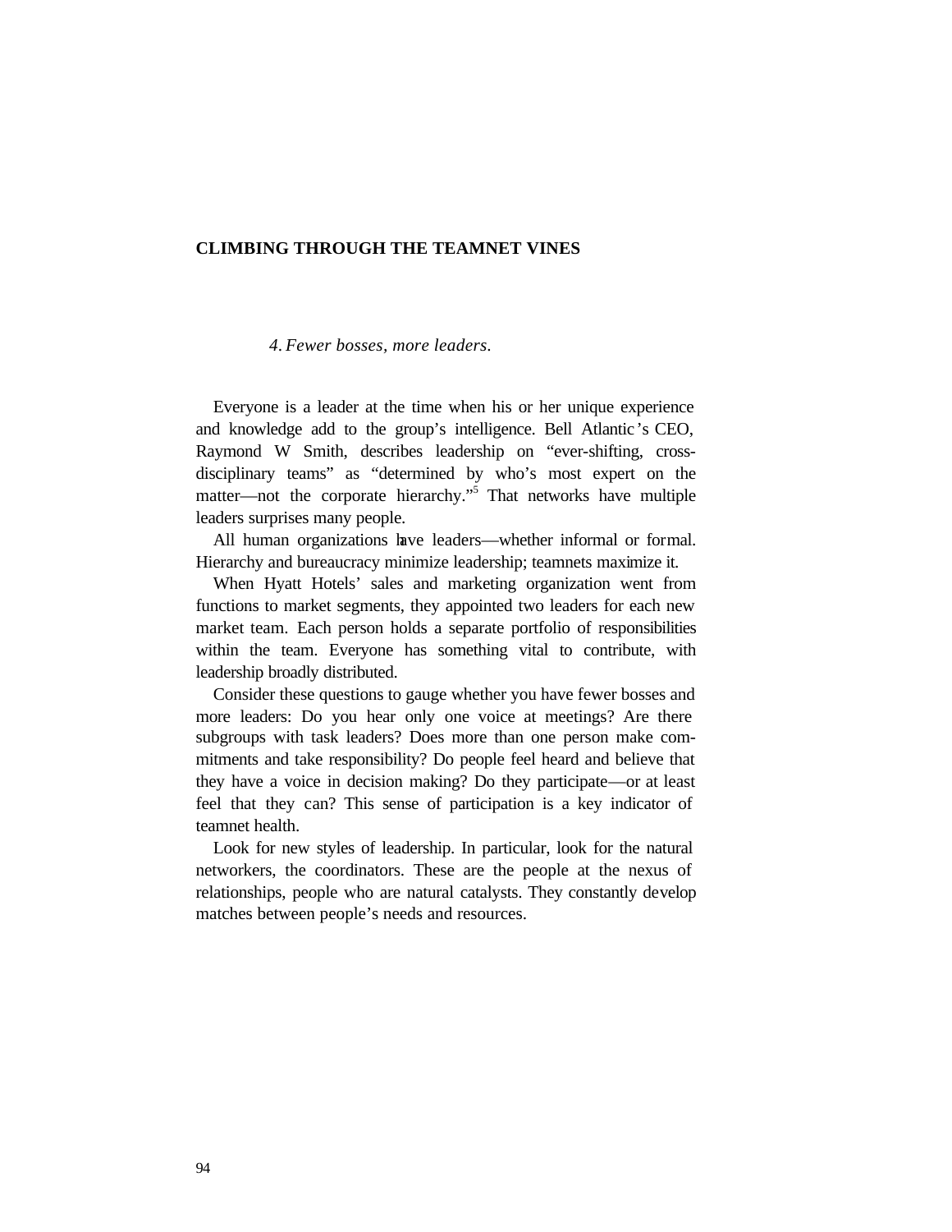## CLIMBING THROUGH THE TEAMNET VINES

*4. Fewer bosses, more leaders.*

Everyone is a leader at the time when his or her unique experience and knowledge add to the group's intelligence. Bell Atlantic's CEO, Raymond W Smith, describes leadership on "ever-shifting, cross-disciplinary teams" as "determined by who's most expert on the matter—not the corporate hierarchy."[5] That networks have multiple leaders surprises many people.

All human organizations have leaders—whether informal or formal. Hierarchy and bureaucracy minimize leadership; teamnets maximize it.

When Hyatt Hotels' sales and marketing organization went from functions to market segments, they appointed two leaders for each new market team. Each person holds a separate portfolio of responsibilities within the team. Everyone has something vital to contribute, with leadership broadly distributed.

Consider these questions to gauge whether you have fewer bosses and more leaders: Do you hear only one voice at meetings? Are there subgroups with task leaders? Does more than one person make commitments and take responsibility? Do people feel heard and believe that they have a voice in decision making? Do they participate—or at least feel that they can? This sense of participation is a key indicator of teamnet health.

Look for new styles of leadership. In particular, look for the natural networkers, the coordinators. These are the people at the nexus of relationships, people who are natural catalysts. They constantly develop matches between people's needs and resources.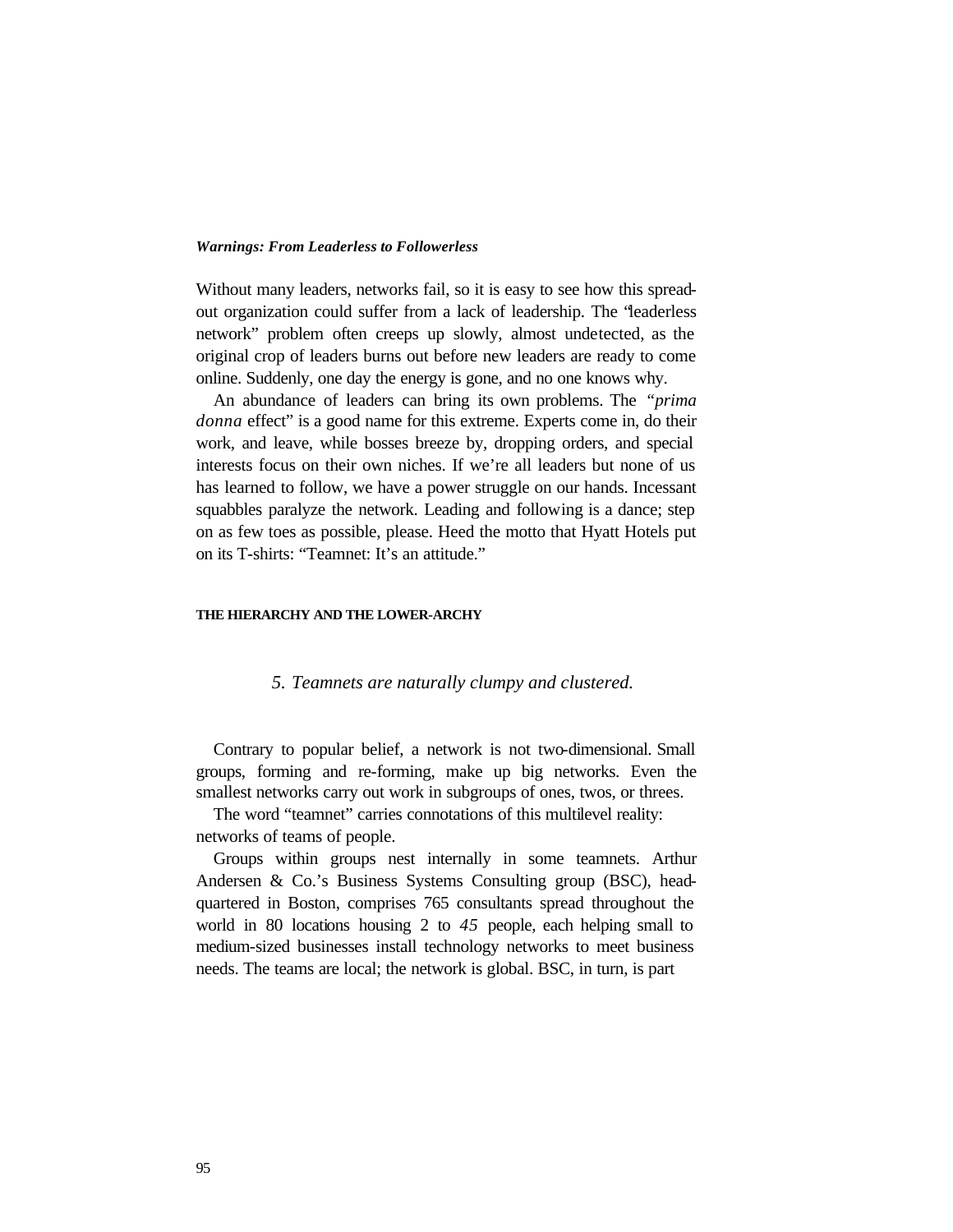### *Warnings: From Leaderless to Followerless*

Without many leaders, networks fail, so it is easy to see how this spread-out organization could suffer from a lack of leadership. The "leaderless network" problem often creeps up slowly, almost undetected, as the original crop of leaders burns out before new leaders are ready to come online. Suddenly, one day the energy is gone, and no one knows why.

An abundance of leaders can bring its own problems. The "*prima donna* effect" is a good name for this extreme. Experts come in, do their work, and leave, while bosses breeze by, dropping orders, and special interests focus on their own niches. If we're all leaders but none of us has learned to follow, we have a power struggle on our hands. Incessant squabbles paralyze the network. Leading and following is a dance; step on as few toes as possible, please. Heed the motto that Hyatt Hotels put on its T-shirts: "Teamnet: It's an attitude."

## THE HIERARCHY AND THE LOWER-ARCHY

*5. Teamnets are naturally clumpy and clustered.*

Contrary to popular belief, a network is not two-dimensional. Small groups, forming and re-forming, make up big networks. Even the smallest networks carry out work in subgroups of ones, twos, or threes.

The word "teamnet" carries connotations of this multilevel reality: networks of teams of people.

Groups within groups nest internally in some teamnets. Arthur Andersen & Co.'s Business Systems Consulting group (BSC), head-quartered in Boston, comprises 765 consultants spread throughout the world in 80 locations housing 2 to 45 people, each helping small to medium-sized businesses install technology networks to meet business needs. The teams are local; the network is global. BSC, in turn, is part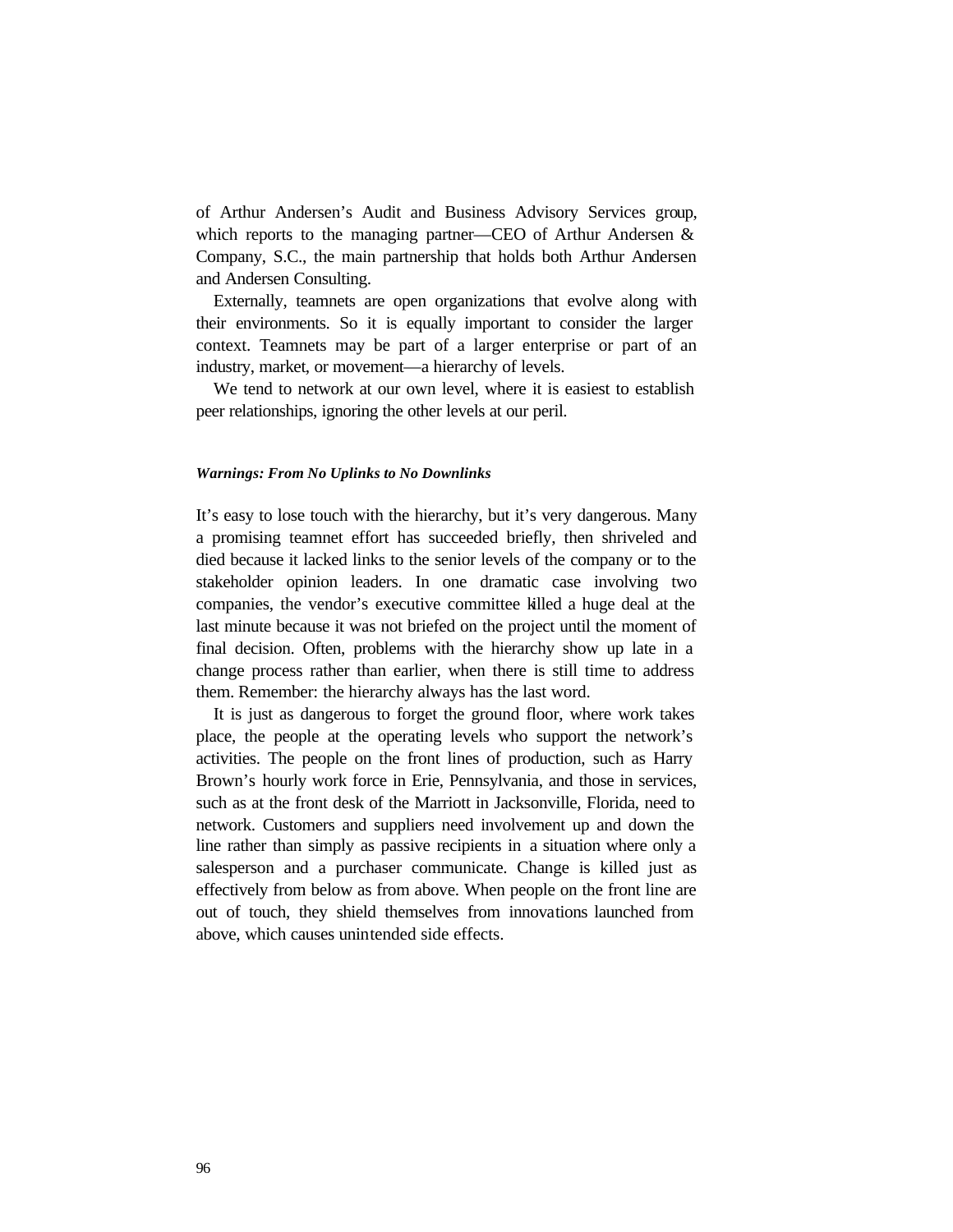of Arthur Andersen's Audit and Business Advisory Services group, which reports to the managing partner—CEO of Arthur Andersen & Company, S.C., the main partnership that holds both Arthur Andersen and Andersen Consulting.

Externally, teamnets are open organizations that evolve along with their environments. So it is equally important to consider the larger context. Teamnets may be part of a larger enterprise or part of an industry, market, or movement—a hierarchy of levels.

We tend to network at our own level, where it is easiest to establish peer relationships, ignoring the other levels at our peril.

#### ***Warnings: From No Uplinks to No Downlinks***

It's easy to lose touch with the hierarchy, but it's very dangerous. Many a promising teamnet effort has succeeded briefly, then shriveled and died because it lacked links to the senior levels of the company or to the stakeholder opinion leaders. In one dramatic case involving two companies, the vendor's executive committee killed a huge deal at the last minute because it was not briefed on the project until the moment of final decision. Often, problems with the hierarchy show up late in a change process rather than earlier, when there is still time to address them. Remember: the hierarchy always has the last word.

It is just as dangerous to forget the ground floor, where work takes place, the people at the operating levels who support the network's activities. The people on the front lines of production, such as Harry Brown's hourly work force in Erie, Pennsylvania, and those in services, such as at the front desk of the Marriott in Jacksonville, Florida, need to network. Customers and suppliers need involvement up and down the line rather than simply as passive recipients in a situation where only a salesperson and a purchaser communicate. Change is killed just as effectively from below as from above. When people on the front line are out of touch, they shield themselves from innovations launched from above, which causes unintended side effects.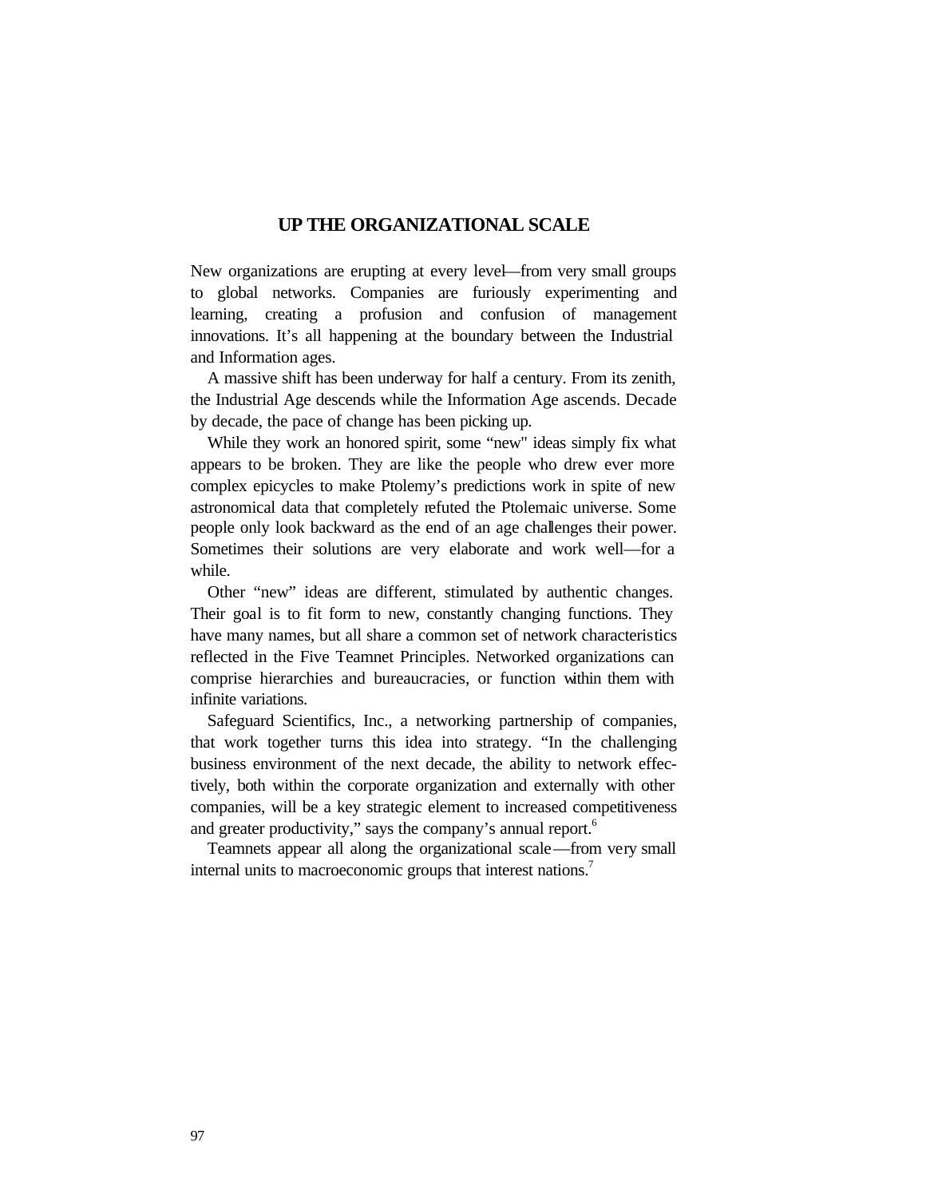## UP THE ORGANIZATIONAL SCALE

New organizations are erupting at every level—from very small groups to global networks. Companies are furiously experimenting and learning, creating a profusion and confusion of management innovations. It's all happening at the boundary between the Industrial and Information ages.

A massive shift has been underway for half a century. From its zenith, the Industrial Age descends while the Information Age ascends. Decade by decade, the pace of change has been picking up.

While they work an honored spirit, some "new" ideas simply fix what appears to be broken. They are like the people who drew ever more complex epicycles to make Ptolemy's predictions work in spite of new astronomical data that completely refuted the Ptolemaic universe. Some people only look backward as the end of an age challenges their power. Sometimes their solutions are very elaborate and work well—for a while.

Other "new" ideas are different, stimulated by authentic changes. Their goal is to fit form to new, constantly changing functions. They have many names, but all share a common set of network characteristics reflected in the Five Teamnet Principles. Networked organizations can comprise hierarchies and bureaucracies, or function within them with infinite variations.

Safeguard Scientifics, Inc., a networking partnership of companies, that work together turns this idea into strategy. "In the challenging business environment of the next decade, the ability to network effectively, both within the corporate organization and externally with other companies, will be a key strategic element to increased competitiveness and greater productivity," says the company's annual report.[6]

Teamnets appear all along the organizational scale—from very small internal units to macroeconomic groups that interest nations.[7]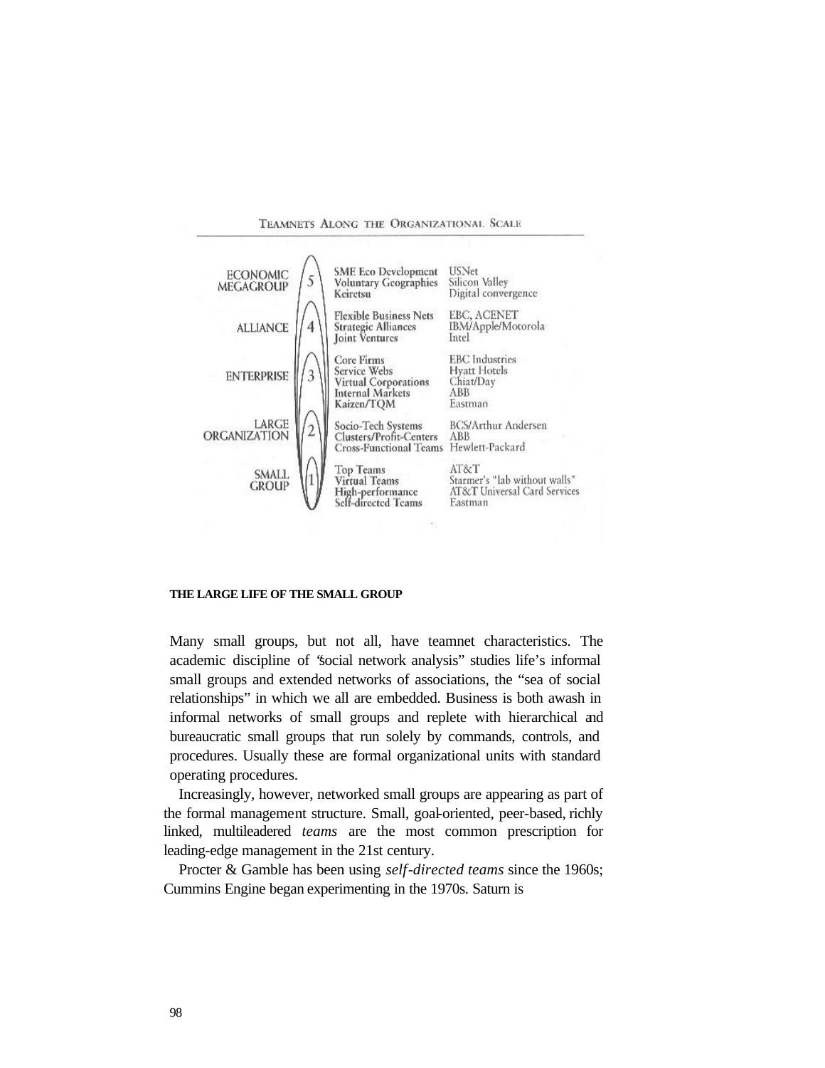TEAMNETS ALONG THE ORGANIZATIONAL SCALE

| Level | | Types | Examples |
|---|---|---|---|
| ECONOMIC MEGAGROUP | 5 | SME Eco Development<br>Voluntary Geographies<br>Keiretsu | USNet<br>Silicon Valley<br>Digital convergence |
| ALLIANCE | 4 | Flexible Business Nets<br>Strategic Alliances<br>Joint Ventures | EBC, ACENET<br>IBM/Apple/Motorola<br>Intel |
| ENTERPRISE | 3 | Core Firms<br>Service Webs<br>Virtual Corporations<br>Internal Markets<br>Kaizen/TQM | EBC Industries<br>Hyatt Hotels<br>Chiat/Day<br>ABB<br>Eastman |
| LARGE ORGANIZATION | 2 | Socio-Tech Systems<br>Clusters/Profit-Centers<br>Cross-Functional Teams | BCS/Arthur Andersen<br>ABB<br>Hewlett-Packard |
| SMALL GROUP | 1 | Top Teams<br>Virtual Teams<br>High-performance<br>Self-directed Teams | AT&T<br>Starmer's "lab without walls"<br>AT&T Universal Card Services<br>Eastman |

**THE LARGE LIFE OF THE SMALL GROUP**

Many small groups, but not all, have teamnet characteristics. The academic discipline of "social network analysis" studies life's informal small groups and extended networks of associations, the "sea of social relationships" in which we all are embedded. Business is both awash in informal networks of small groups and replete with hierarchical and bureaucratic small groups that run solely by commands, controls, and procedures. Usually these are formal organizational units with standard operating procedures.

Increasingly, however, networked small groups are appearing as part of the formal management structure. Small, goal-oriented, peer-based, richly linked, multileadered *teams* are the most common prescription for leading-edge management in the 21st century.

Procter & Gamble has been using *self-directed teams* since the 1960s; Cummins Engine began experimenting in the 1970s. Saturn is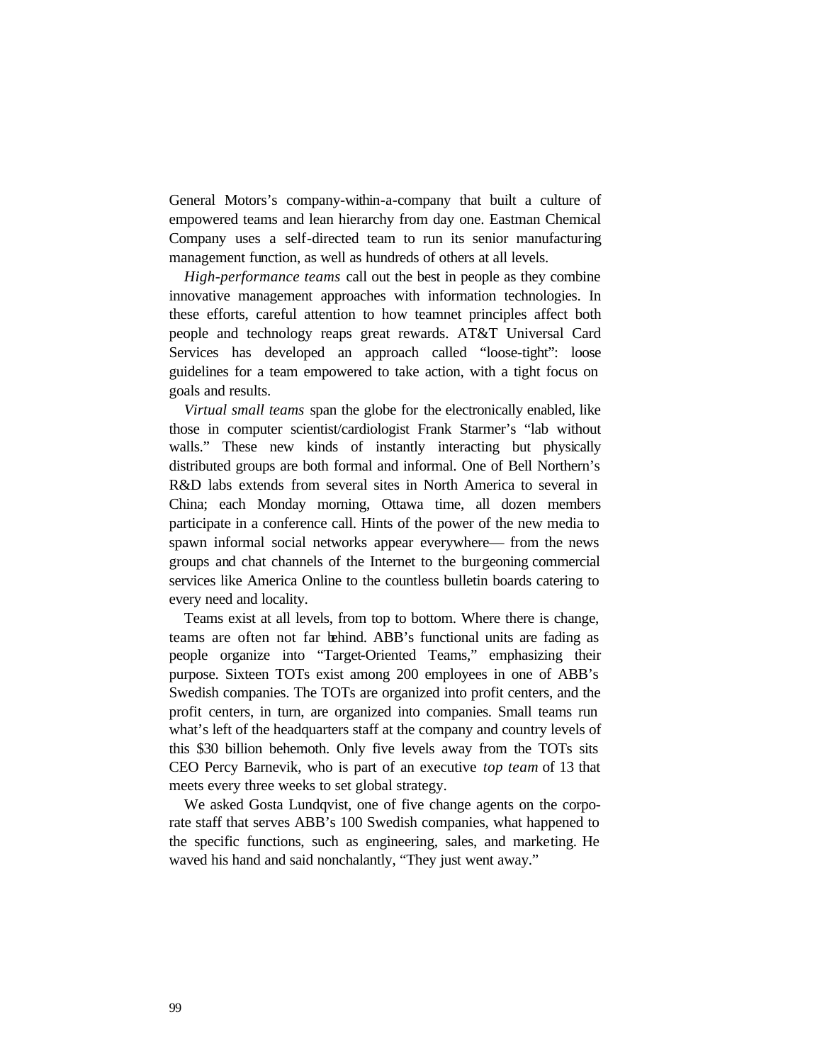General Motors's company-within-a-company that built a culture of empowered teams and lean hierarchy from day one. Eastman Chemical Company uses a self-directed team to run its senior manufacturing management function, as well as hundreds of others at all levels.

*High-performance teams* call out the best in people as they combine innovative management approaches with information technologies. In these efforts, careful attention to how teamnet principles affect both people and technology reaps great rewards. AT&T Universal Card Services has developed an approach called "loose-tight": loose guidelines for a team empowered to take action, with a tight focus on goals and results.

*Virtual small teams* span the globe for the electronically enabled, like those in computer scientist/cardiologist Frank Starmer's "lab without walls." These new kinds of instantly interacting but physically distributed groups are both formal and informal. One of Bell Northern's R&D labs extends from several sites in North America to several in China; each Monday morning, Ottawa time, all dozen members participate in a conference call. Hints of the power of the new media to spawn informal social networks appear everywhere— from the news groups and chat channels of the Internet to the burgeoning commercial services like America Online to the countless bulletin boards catering to every need and locality.

Teams exist at all levels, from top to bottom. Where there is change, teams are often not far behind. ABB's functional units are fading as people organize into "Target-Oriented Teams," emphasizing their purpose. Sixteen TOTs exist among 200 employees in one of ABB's Swedish companies. The TOTs are organized into profit centers, and the profit centers, in turn, are organized into companies. Small teams run what's left of the headquarters staff at the company and country levels of this $30 billion behemoth. Only five levels away from the TOTs sits CEO Percy Barnevik, who is part of an executive *top team* of 13 that meets every three weeks to set global strategy.

We asked Gosta Lundqvist, one of five change agents on the corporate staff that serves ABB's 100 Swedish companies, what happened to the specific functions, such as engineering, sales, and marketing. He waved his hand and said nonchalantly, "They just went away."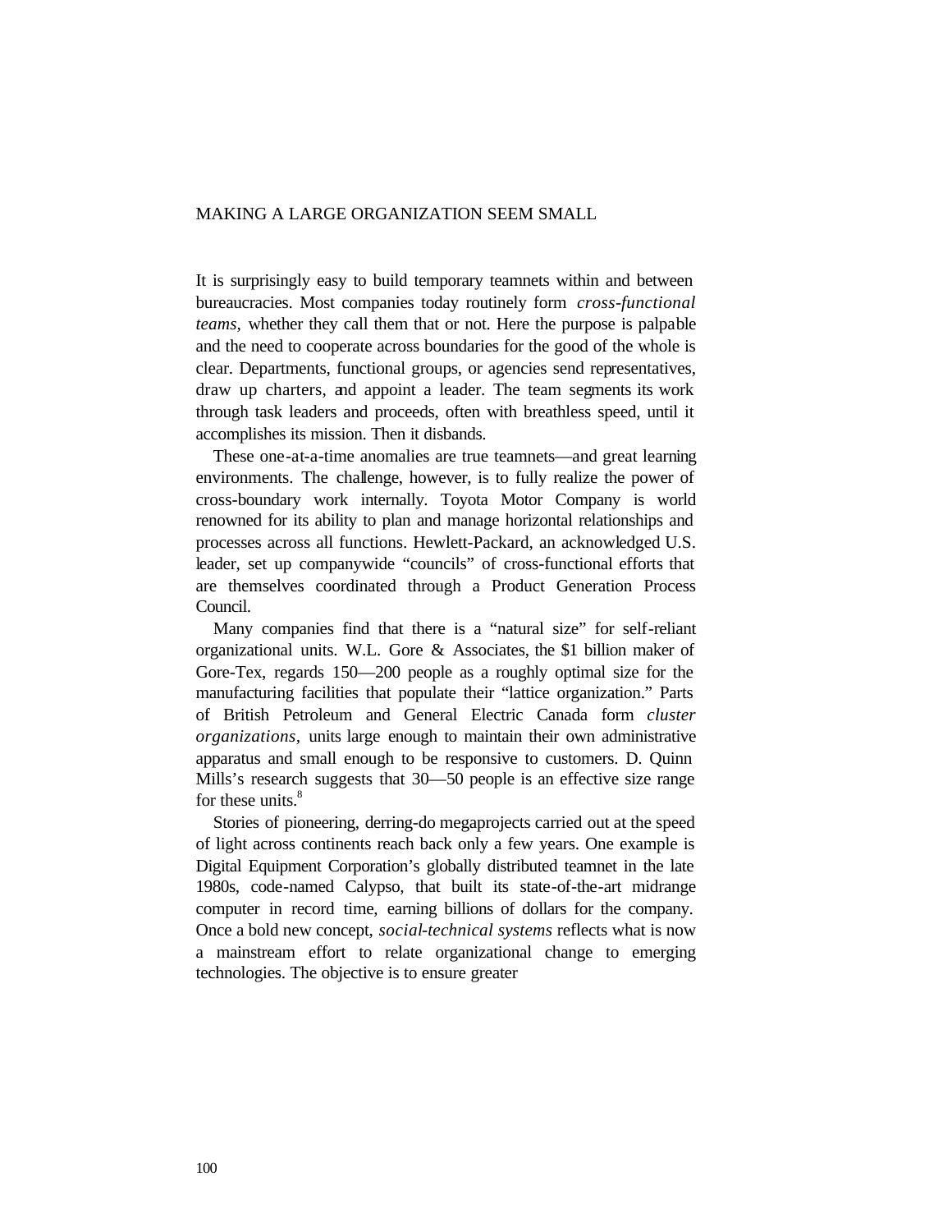## MAKING A LARGE ORGANIZATION SEEM SMALL

It is surprisingly easy to build temporary teamnets within and between bureaucracies. Most companies today routinely form *cross-functional teams*, whether they call them that or not. Here the purpose is palpable and the need to cooperate across boundaries for the good of the whole is clear. Departments, functional groups, or agencies send representatives, draw up charters, and appoint a leader. The team segments its work through task leaders and proceeds, often with breathless speed, until it accomplishes its mission. Then it disbands.

These one-at-a-time anomalies are true teamnets—and great learning environments. The challenge, however, is to fully realize the power of cross-boundary work internally. Toyota Motor Company is world renowned for its ability to plan and manage horizontal relationships and processes across all functions. Hewlett-Packard, an acknowledged U.S. leader, set up companywide "councils" of cross-functional efforts that are themselves coordinated through a Product Generation Process Council.

Many companies find that there is a "natural size" for self-reliant organizational units. W.L. Gore & Associates, the $1 billion maker of Gore-Tex, regards 150—200 people as a roughly optimal size for the manufacturing facilities that populate their "lattice organization." Parts of British Petroleum and General Electric Canada form *cluster organizations*, units large enough to maintain their own administrative apparatus and small enough to be responsive to customers. D. Quinn Mills's research suggests that 30—50 people is an effective size range for these units.[8]

Stories of pioneering, derring-do megaprojects carried out at the speed of light across continents reach back only a few years. One example is Digital Equipment Corporation's globally distributed teamnet in the late 1980s, code-named Calypso, that built its state-of-the-art midrange computer in record time, earning billions of dollars for the company. Once a bold new concept, *social-technical systems* reflects what is now a mainstream effort to relate organizational change to emerging technologies. The objective is to ensure greater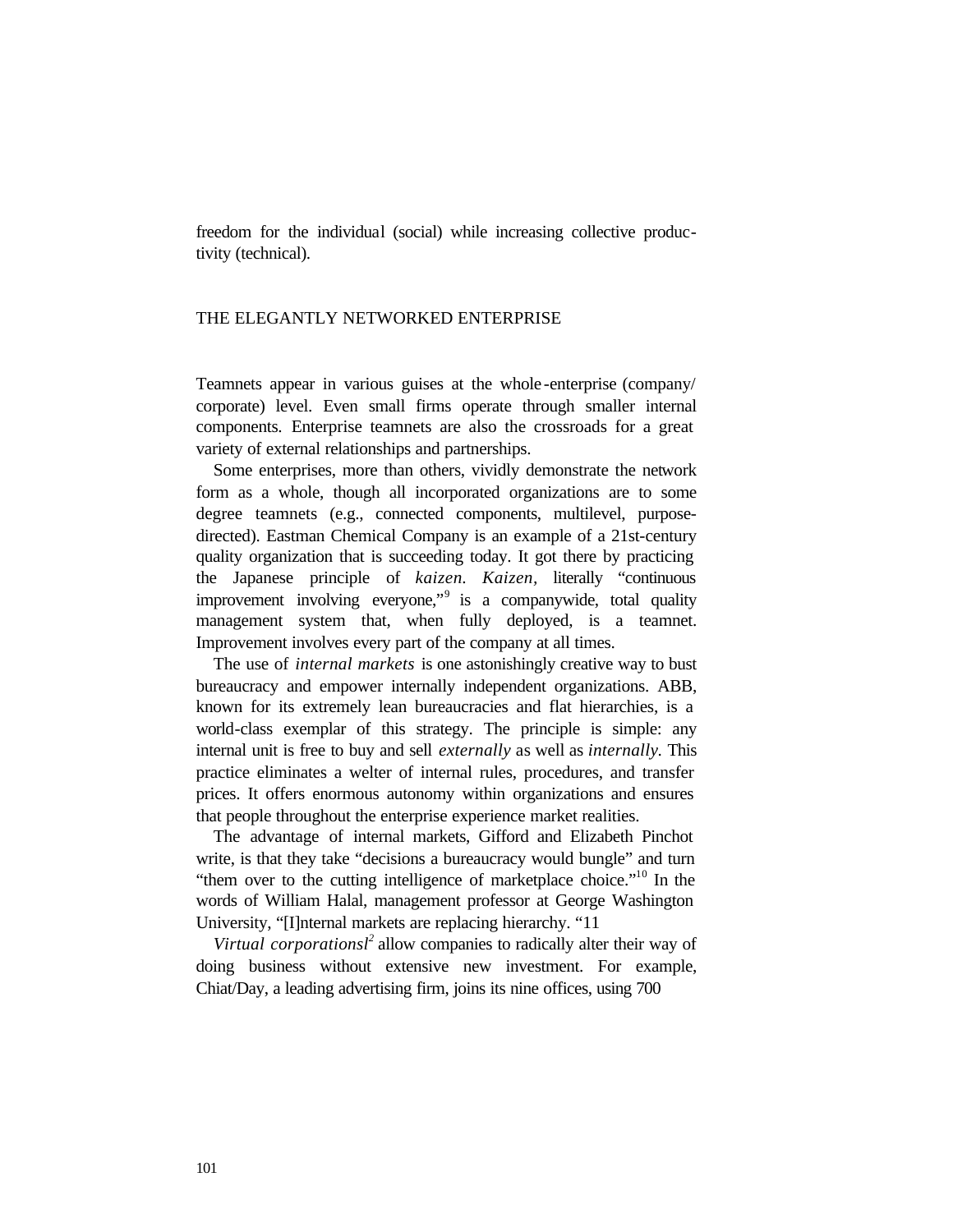freedom for the individual (social) while increasing collective productivity (technical).

## THE ELEGANTLY NETWORKED ENTERPRISE

Teamnets appear in various guises at the whole-enterprise (company/corporate) level. Even small firms operate through smaller internal components. Enterprise teamnets are also the crossroads for a great variety of external relationships and partnerships.

Some enterprises, more than others, vividly demonstrate the network form as a whole, though all incorporated organizations are to some degree teamnets (e.g., connected components, multilevel, purpose-directed). Eastman Chemical Company is an example of a 21st-century quality organization that is succeeding today. It got there by practicing the Japanese principle of *kaizen*. *Kaizen*, literally "continuous improvement involving everyone,"[9] is a companywide, total quality management system that, when fully deployed, is a teamnet. Improvement involves every part of the company at all times.

The use of *internal markets* is one astonishingly creative way to bust bureaucracy and empower internally independent organizations. ABB, known for its extremely lean bureaucracies and flat hierarchies, is a world-class exemplar of this strategy. The principle is simple: any internal unit is free to buy and sell *externally* as well as *internally*. This practice eliminates a welter of internal rules, procedures, and transfer prices. It offers enormous autonomy within organizations and ensures that people throughout the enterprise experience market realities.

The advantage of internal markets, Gifford and Elizabeth Pinchot write, is that they take "decisions a bureaucracy would bungle" and turn "them over to the cutting intelligence of marketplace choice."[10] In the words of William Halal, management professor at George Washington University, "[I]nternal markets are replacing hierarchy. "11

*Virtual corporations*[12] allow companies to radically alter their way of doing business without extensive new investment. For example, Chiat/Day, a leading advertising firm, joins its nine offices, using 700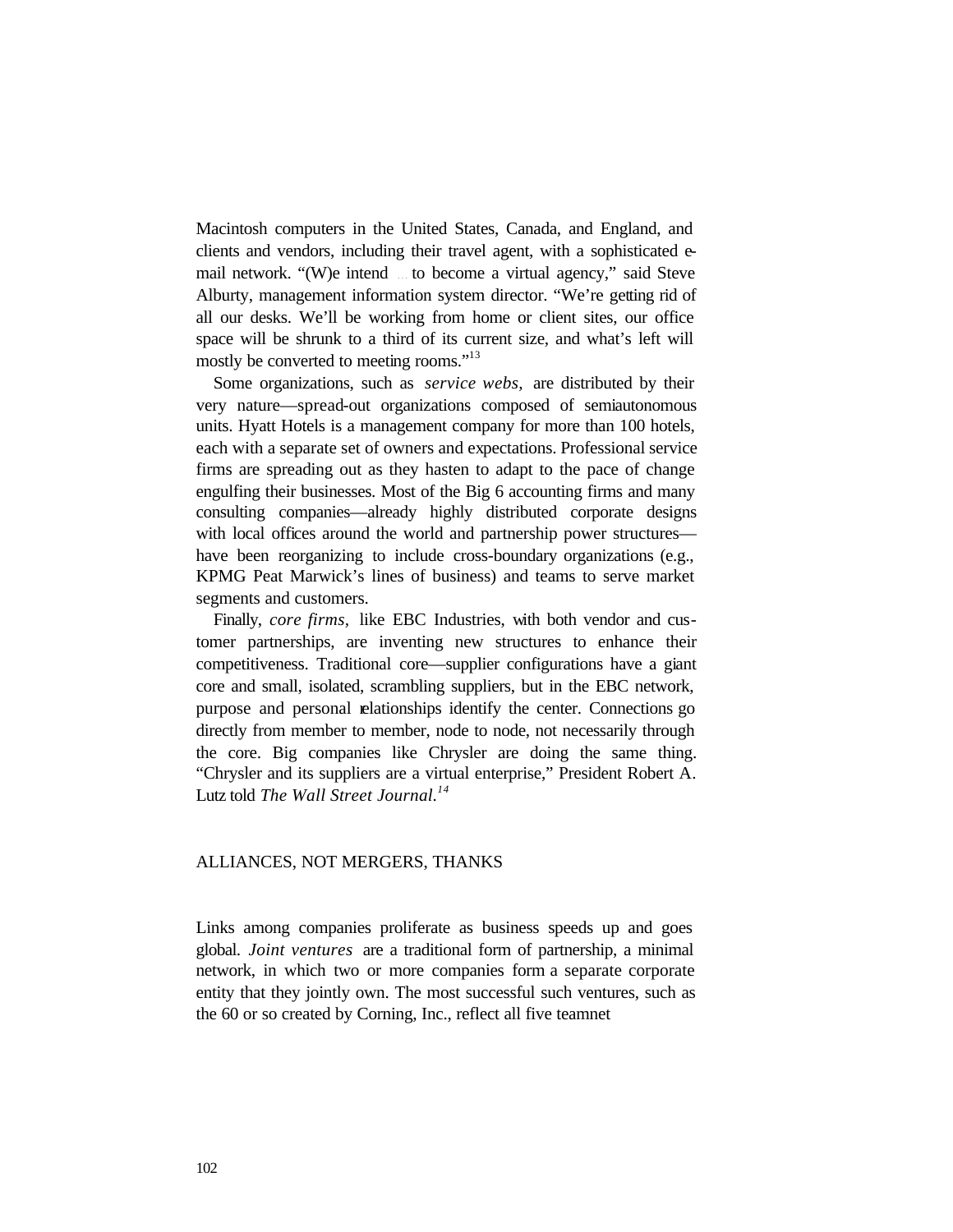Macintosh computers in the United States, Canada, and England, and clients and vendors, including their travel agent, with a sophisticated e-mail network. "(W)e intend ... to become a virtual agency," said Steve Alburty, management information system director. "We're getting rid of all our desks. We'll be working from home or client sites, our office space will be shrunk to a third of its current size, and what's left will mostly be converted to meeting rooms."[13]

Some organizations, such as *service webs*, are distributed by their very nature—spread-out organizations composed of semiautonomous units. Hyatt Hotels is a management company for more than 100 hotels, each with a separate set of owners and expectations. Professional service firms are spreading out as they hasten to adapt to the pace of change engulfing their businesses. Most of the Big 6 accounting firms and many consulting companies—already highly distributed corporate designs with local offices around the world and partnership power structures—have been reorganizing to include cross-boundary organizations (e.g., KPMG Peat Marwick's lines of business) and teams to serve market segments and customers.

Finally, *core firms*, like EBC Industries, with both vendor and customer partnerships, are inventing new structures to enhance their competitiveness. Traditional core—supplier configurations have a giant core and small, isolated, scrambling suppliers, but in the EBC network, purpose and personal relationships identify the center. Connections go directly from member to member, node to node, not necessarily through the core. Big companies like Chrysler are doing the same thing. "Chrysler and its suppliers are a virtual enterprise," President Robert A. Lutz told *The Wall Street Journal*.[14]

## ALLIANCES, NOT MERGERS, THANKS

Links among companies proliferate as business speeds up and goes global. *Joint ventures* are a traditional form of partnership, a minimal network, in which two or more companies form a separate corporate entity that they jointly own. The most successful such ventures, such as the 60 or so created by Corning, Inc., reflect all five teamnet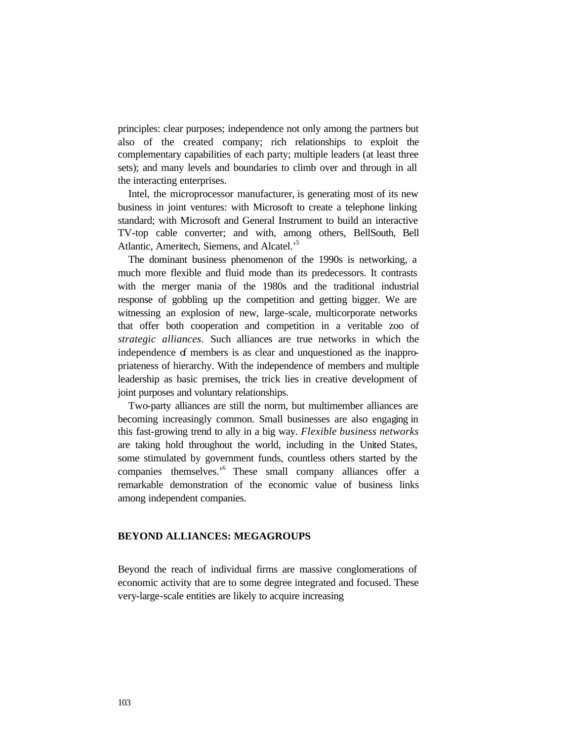principles: clear purposes; independence not only among the partners but also of the created company; rich relationships to exploit the complementary capabilities of each party; multiple leaders (at least three sets); and many levels and boundaries to climb over and through in all the interacting enterprises.

Intel, the microprocessor manufacturer, is generating most of its new business in joint ventures: with Microsoft to create a telephone linking standard; with Microsoft and General Instrument to build an interactive TV-top cable converter; and with, among others, BellSouth, Bell Atlantic, Ameritech, Siemens, and Alcatel.'[5]

The dominant business phenomenon of the 1990s is networking, a much more flexible and fluid mode than its predecessors. It contrasts with the merger mania of the 1980s and the traditional industrial response of gobbling up the competition and getting bigger. We are witnessing an explosion of new, large-scale, multicorporate networks that offer both cooperation and competition in a veritable zoo of *strategic alliances*. Such alliances are true networks in which the independence of members is as clear and unquestioned as the inappropriateness of hierarchy. With the independence of members and multiple leadership as basic premises, the trick lies in creative development of joint purposes and voluntary relationships.

Two-party alliances are still the norm, but multimember alliances are becoming increasingly common. Small businesses are also engaging in this fast-growing trend to ally in a big way. *Flexible business networks* are taking hold throughout the world, including in the United States, some stimulated by government funds, countless others started by the companies themselves.'[6] These small company alliances offer a remarkable demonstration of the economic value of business links among independent companies.

## BEYOND ALLIANCES: MEGAGROUPS

Beyond the reach of individual firms are massive conglomerations of economic activity that are to some degree integrated and focused. These very-large-scale entities are likely to acquire increasing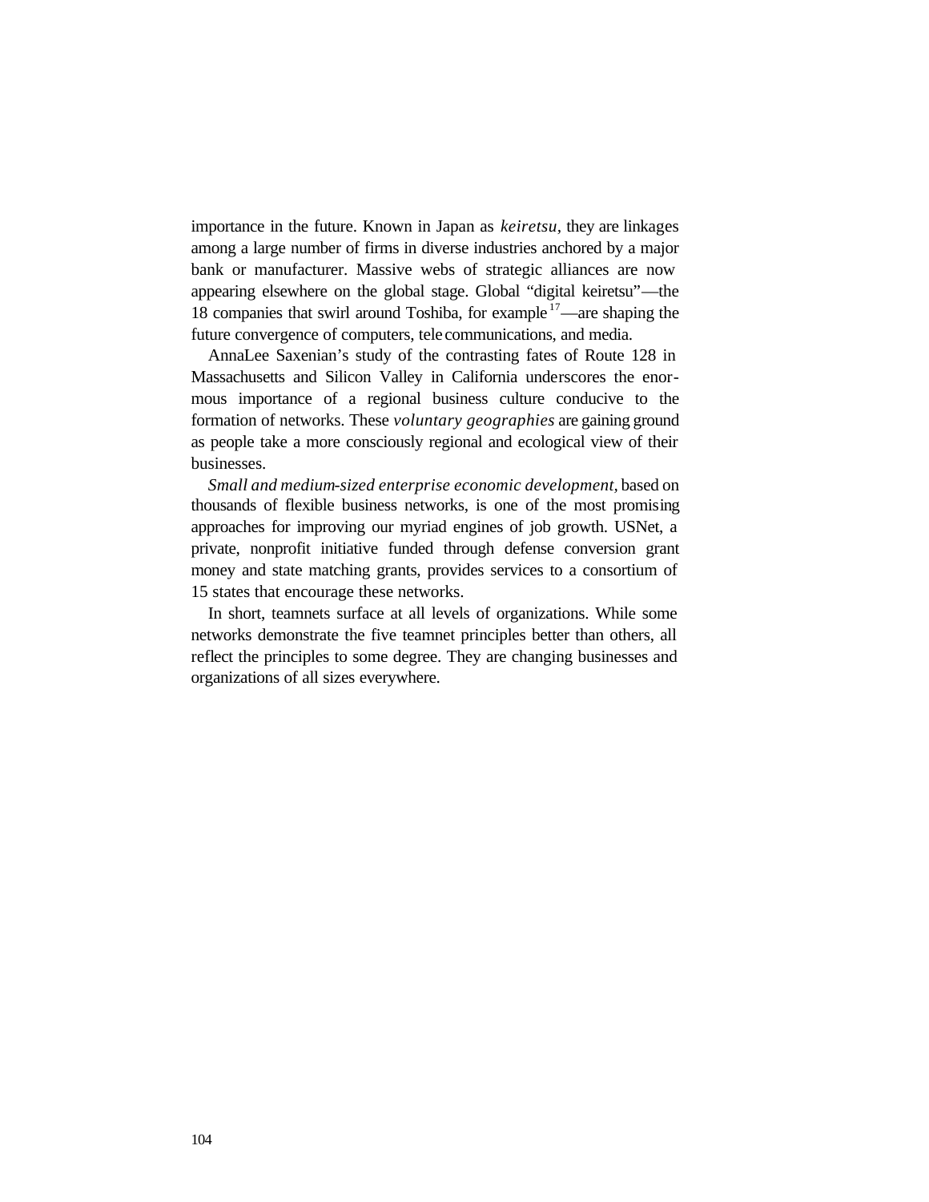importance in the future. Known in Japan as *keiretsu*, they are linkages among a large number of firms in diverse industries anchored by a major bank or manufacturer. Massive webs of strategic alliances are now appearing elsewhere on the global stage. Global "digital keiretsu"—the 18 companies that swirl around Toshiba, for example[17]—are shaping the future convergence of computers, telecommunications, and media.

AnnaLee Saxenian's study of the contrasting fates of Route 128 in Massachusetts and Silicon Valley in California underscores the enormous importance of a regional business culture conducive to the formation of networks. These *voluntary geographies* are gaining ground as people take a more consciously regional and ecological view of their businesses.

*Small and medium-sized enterprise economic development*, based on thousands of flexible business networks, is one of the most promising approaches for improving our myriad engines of job growth. USNet, a private, nonprofit initiative funded through defense conversion grant money and state matching grants, provides services to a consortium of 15 states that encourage these networks.

In short, teamnets surface at all levels of organizations. While some networks demonstrate the five teamnet principles better than others, all reflect the principles to some degree. They are changing businesses and organizations of all sizes everywhere.